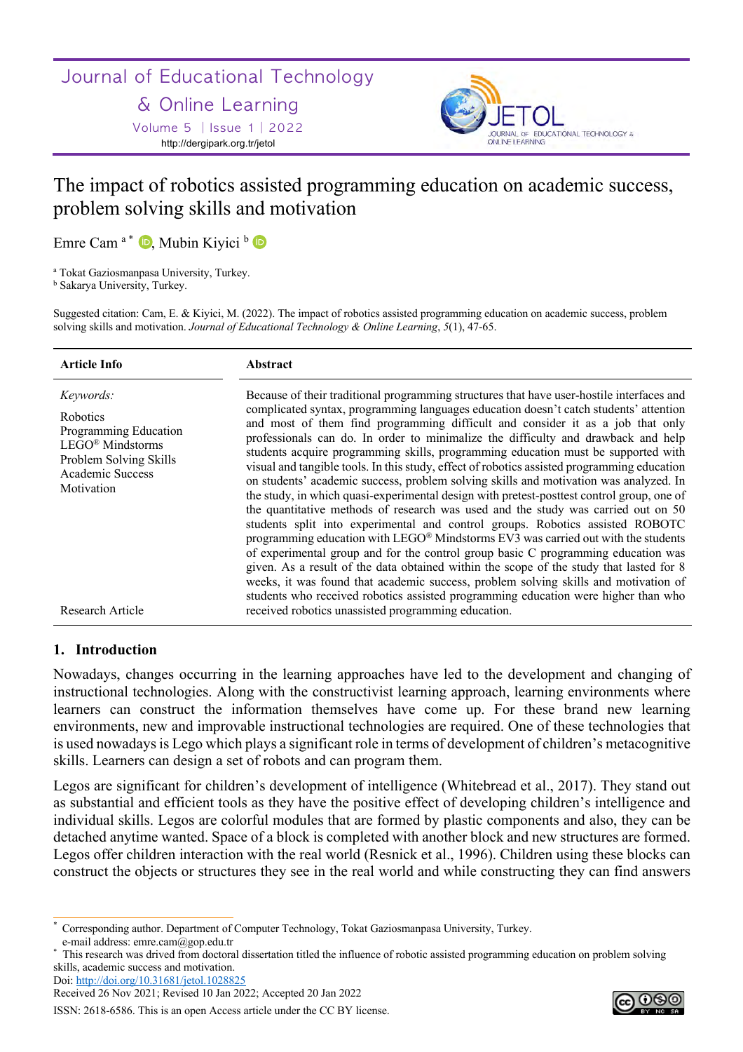# The impact of robotics assisted programming education on academic success, problem solving skills and motivation

Emre Cam [a *], Mubin Kiyici [b]

[a] Tokat Gaziosmanpasa University, Turkey.
[b] Sakarya University, Turkey.

Suggested citation: Cam, E. & Kiyici, M. (2022). The impact of robotics assisted programming education on academic success, problem solving skills and motivation. *Journal of Educational Technology & Online Learning*, *5*(1), 47-65.

| Article Info | Abstract |
|---|---|
| *Keywords:*<br>Robotics<br>Programming Education<br>LEGO® Mindstorms<br>Problem Solving Skills<br>Academic Success<br>Motivation<br><br>Research Article | Because of their traditional programming structures that have user-hostile interfaces and complicated syntax, programming languages education doesn't catch students' attention and most of them find programming difficult and consider it as a job that only professionals can do. In order to minimalize the difficulty and drawback and help students acquire programming skills, programming education must be supported with visual and tangible tools. In this study, effect of robotics assisted programming education on students' academic success, problem solving skills and motivation was analyzed. In the study, in which quasi-experimental design with pretest-posttest control group, one of the quantitative methods of research was used and the study was carried out on 50 students split into experimental and control groups. Robotics assisted ROBOTC programming education with LEGO® Mindstorms EV3 was carried out with the students of experimental group and for the control group basic C programming education was given. As a result of the data obtained within the scope of the study that lasted for 8 weeks, it was found that academic success, problem solving skills and motivation of students who received robotics assisted programming education were higher than who received robotics unassisted programming education. |

## 1. Introduction

Nowadays, changes occurring in the learning approaches have led to the development and changing of instructional technologies. Along with the constructivist learning approach, learning environments where learners can construct the information themselves have come up. For these brand new learning environments, new and improvable instructional technologies are required. One of these technologies that is used nowadays is Lego which plays a significant role in terms of development of children's metacognitive skills. Learners can design a set of robots and can program them.

Legos are significant for children's development of intelligence (Whitebread et al., 2017). They stand out as substantial and efficient tools as they have the positive effect of developing children's intelligence and individual skills. Legos are colorful modules that are formed by plastic components and also, they can be detached anytime wanted. Space of a block is completed with another block and new structures are formed. Legos offer children interaction with the real world (Resnick et al., 1996). Children using these blocks can construct the objects or structures they see in the real world and while constructing they can find answers

---

* Corresponding author. Department of Computer Technology, Tokat Gaziosmanpasa University, Turkey.
e-mail address: emre.cam@gop.edu.tr
* This research was drived from doctoral dissertation titled the influence of robotic assisted programming education on problem solving skills, academic success and motivation.
Doi: http://doi.org/10.31681/jetol.1028825
Received 26 Nov 2021; Revised 10 Jan 2022; Accepted 20 Jan 2022
ISSN: 2618-6586. This is an open Access article under the CC BY license.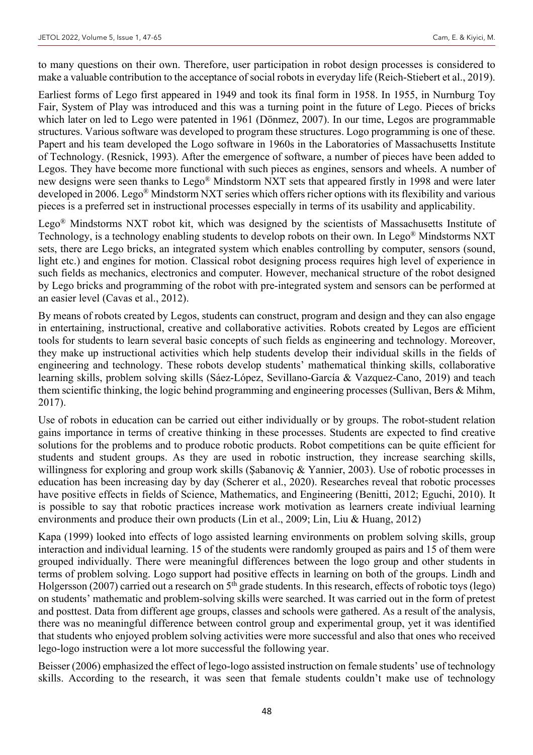to many questions on their own. Therefore, user participation in robot design processes is considered to make a valuable contribution to the acceptance of social robots in everyday life (Reich-Stiebert et al., 2019).

Earliest forms of Lego first appeared in 1949 and took its final form in 1958. In 1955, in Nurnburg Toy Fair, System of Play was introduced and this was a turning point in the future of Lego. Pieces of bricks which later on led to Lego were patented in 1961 (Dönmez, 2007). In our time, Legos are programmable structures. Various software was developed to program these structures. Logo programming is one of these. Papert and his team developed the Logo software in 1960s in the Laboratories of Massachusetts Institute of Technology. (Resnick, 1993). After the emergence of software, a number of pieces have been added to Legos. They have become more functional with such pieces as engines, sensors and wheels. A number of new designs were seen thanks to Lego® Mindstorm NXT sets that appeared firstly in 1998 and were later developed in 2006. Lego® Mindstorm NXT series which offers richer options with its flexibility and various pieces is a preferred set in instructional processes especially in terms of its usability and applicability.

Lego® Mindstorms NXT robot kit, which was designed by the scientists of Massachusetts Institute of Technology, is a technology enabling students to develop robots on their own. In Lego® Mindstorms NXT sets, there are Lego bricks, an integrated system which enables controlling by computer, sensors (sound, light etc.) and engines for motion. Classical robot designing process requires high level of experience in such fields as mechanics, electronics and computer. However, mechanical structure of the robot designed by Lego bricks and programming of the robot with pre-integrated system and sensors can be performed at an easier level (Cavas et al., 2012).

By means of robots created by Legos, students can construct, program and design and they can also engage in entertaining, instructional, creative and collaborative activities. Robots created by Legos are efficient tools for students to learn several basic concepts of such fields as engineering and technology. Moreover, they make up instructional activities which help students develop their individual skills in the fields of engineering and technology. These robots develop students' mathematical thinking skills, collaborative learning skills, problem solving skills (Sáez-López, Sevillano-García & Vazquez-Cano, 2019) and teach them scientific thinking, the logic behind programming and engineering processes (Sullivan, Bers & Mihm, 2017).

Use of robots in education can be carried out either individually or by groups. The robot-student relation gains importance in terms of creative thinking in these processes. Students are expected to find creative solutions for the problems and to produce robotic products. Robot competitions can be quite efficient for students and student groups. As they are used in robotic instruction, they increase searching skills, willingness for exploring and group work skills (Şabanoviç & Yannier, 2003). Use of robotic processes in education has been increasing day by day (Scherer et al., 2020). Researches reveal that robotic processes have positive effects in fields of Science, Mathematics, and Engineering (Benitti, 2012; Eguchi, 2010). It is possible to say that robotic practices increase work motivation as learners create indiviual learning environments and produce their own products (Lin et al., 2009; Lin, Liu & Huang, 2012)

Kapa (1999) looked into effects of logo assisted learning environments on problem solving skills, group interaction and individual learning. 15 of the students were randomly grouped as pairs and 15 of them were grouped individually. There were meaningful differences between the logo group and other students in terms of problem solving. Logo support had positive effects in learning on both of the groups. Lindh and Holgersson (2007) carried out a research on 5th grade students. In this research, effects of robotic toys (lego) on students' mathematic and problem-solving skills were searched. It was carried out in the form of pretest and posttest. Data from different age groups, classes and schools were gathered. As a result of the analysis, there was no meaningful difference between control group and experimental group, yet it was identified that students who enjoyed problem solving activities were more successful and also that ones who received lego-logo instruction were a lot more successful the following year.

Beisser (2006) emphasized the effect of lego-logo assisted instruction on female students' use of technology skills. According to the research, it was seen that female students couldn't make use of technology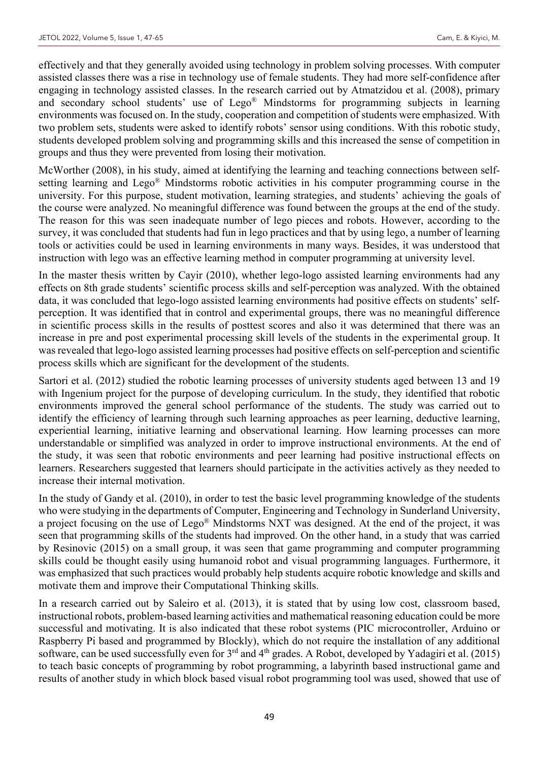effectively and that they generally avoided using technology in problem solving processes. With computer assisted classes there was a rise in technology use of female students. They had more self-confidence after engaging in technology assisted classes. In the research carried out by Atmatzidou et al. (2008), primary and secondary school students' use of Lego® Mindstorms for programming subjects in learning environments was focused on. In the study, cooperation and competition of students were emphasized. With two problem sets, students were asked to identify robots' sensor using conditions. With this robotic study, students developed problem solving and programming skills and this increased the sense of competition in groups and thus they were prevented from losing their motivation.

McWorther (2008), in his study, aimed at identifying the learning and teaching connections between self-setting learning and Lego® Mindstorms robotic activities in his computer programming course in the university. For this purpose, student motivation, learning strategies, and students' achieving the goals of the course were analyzed. No meaningful difference was found between the groups at the end of the study. The reason for this was seen inadequate number of lego pieces and robots. However, according to the survey, it was concluded that students had fun in lego practices and that by using lego, a number of learning tools or activities could be used in learning environments in many ways. Besides, it was understood that instruction with lego was an effective learning method in computer programming at university level.

In the master thesis written by Cayir (2010), whether lego-logo assisted learning environments had any effects on 8th grade students' scientific process skills and self-perception was analyzed. With the obtained data, it was concluded that lego-logo assisted learning environments had positive effects on students' self-perception. It was identified that in control and experimental groups, there was no meaningful difference in scientific process skills in the results of posttest scores and also it was determined that there was an increase in pre and post experimental processing skill levels of the students in the experimental group. It was revealed that lego-logo assisted learning processes had positive effects on self-perception and scientific process skills which are significant for the development of the students.

Sartori et al. (2012) studied the robotic learning processes of university students aged between 13 and 19 with Ingenium project for the purpose of developing curriculum. In the study, they identified that robotic environments improved the general school performance of the students. The study was carried out to identify the efficiency of learning through such learning approaches as peer learning, deductive learning, experiential learning, initiative learning and observational learning. How learning processes can more understandable or simplified was analyzed in order to improve instructional environments. At the end of the study, it was seen that robotic environments and peer learning had positive instructional effects on learners. Researchers suggested that learners should participate in the activities actively as they needed to increase their internal motivation.

In the study of Gandy et al. (2010), in order to test the basic level programming knowledge of the students who were studying in the departments of Computer, Engineering and Technology in Sunderland University, a project focusing on the use of Lego® Mindstorms NXT was designed. At the end of the project, it was seen that programming skills of the students had improved. On the other hand, in a study that was carried by Resinovic (2015) on a small group, it was seen that game programming and computer programming skills could be thought easily using humanoid robot and visual programming languages. Furthermore, it was emphasized that such practices would probably help students acquire robotic knowledge and skills and motivate them and improve their Computational Thinking skills.

In a research carried out by Saleiro et al. (2013), it is stated that by using low cost, classroom based, instructional robots, problem-based learning activities and mathematical reasoning education could be more successful and motivating. It is also indicated that these robot systems (PIC microcontroller, Arduino or Raspberry Pi based and programmed by Blockly), which do not require the installation of any additional software, can be used successfully even for 3rd and 4th grades. A Robot, developed by Yadagiri et al. (2015) to teach basic concepts of programming by robot programming, a labyrinth based instructional game and results of another study in which block based visual robot programming tool was used, showed that use of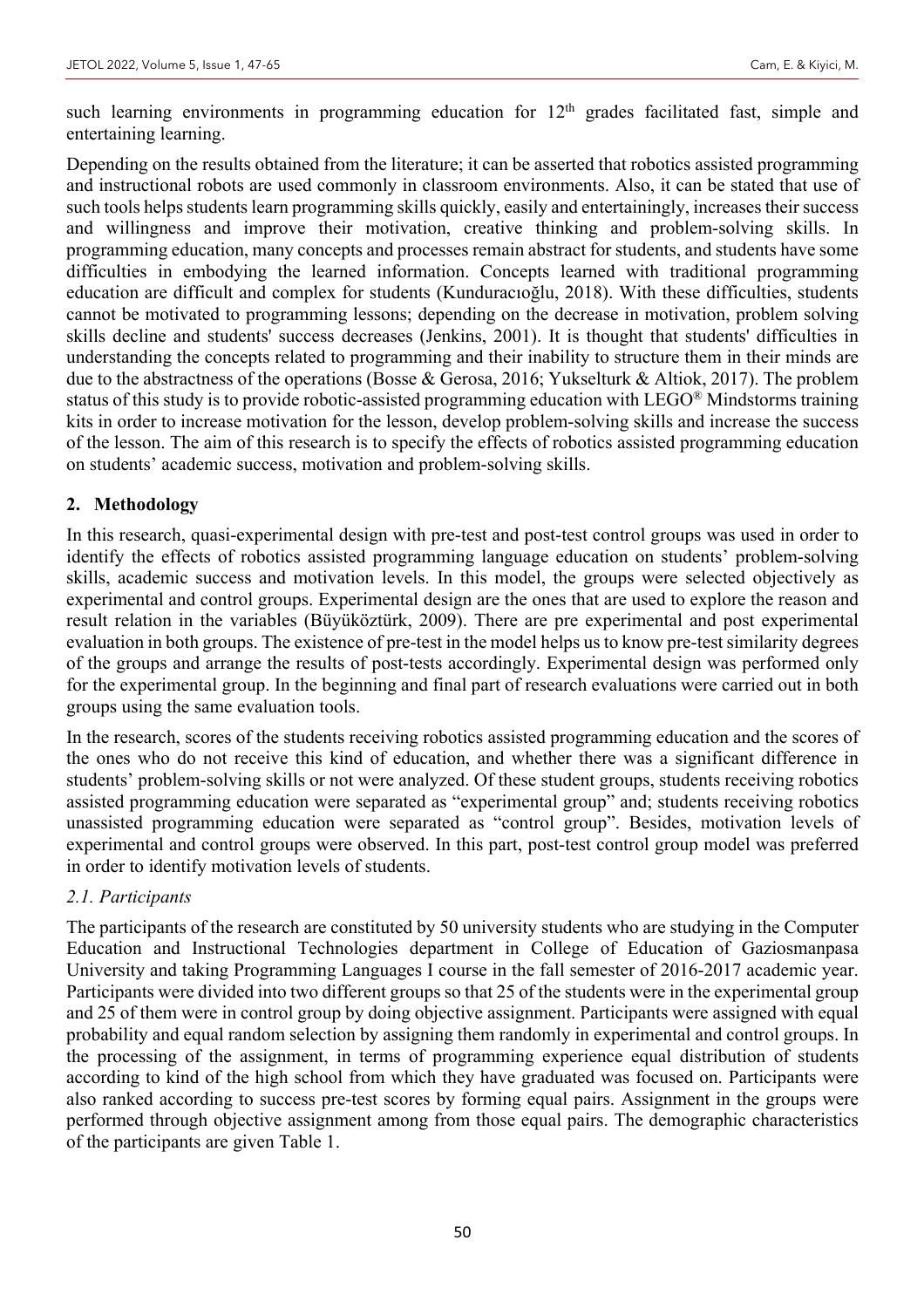such learning environments in programming education for 12th grades facilitated fast, simple and entertaining learning.

Depending on the results obtained from the literature; it can be asserted that robotics assisted programming and instructional robots are used commonly in classroom environments. Also, it can be stated that use of such tools helps students learn programming skills quickly, easily and entertainingly, increases their success and willingness and improve their motivation, creative thinking and problem-solving skills. In programming education, many concepts and processes remain abstract for students, and students have some difficulties in embodying the learned information. Concepts learned with traditional programming education are difficult and complex for students (Kunduracıoğlu, 2018). With these difficulties, students cannot be motivated to programming lessons; depending on the decrease in motivation, problem solving skills decline and students' success decreases (Jenkins, 2001). It is thought that students' difficulties in understanding the concepts related to programming and their inability to structure them in their minds are due to the abstractness of the operations (Bosse & Gerosa, 2016; Yukselturk & Altiok, 2017). The problem status of this study is to provide robotic-assisted programming education with LEGO® Mindstorms training kits in order to increase motivation for the lesson, develop problem-solving skills and increase the success of the lesson. The aim of this research is to specify the effects of robotics assisted programming education on students' academic success, motivation and problem-solving skills.

## 2. Methodology

In this research, quasi-experimental design with pre-test and post-test control groups was used in order to identify the effects of robotics assisted programming language education on students' problem-solving skills, academic success and motivation levels. In this model, the groups were selected objectively as experimental and control groups. Experimental design are the ones that are used to explore the reason and result relation in the variables (Büyüköztürk, 2009). There are pre experimental and post experimental evaluation in both groups. The existence of pre-test in the model helps us to know pre-test similarity degrees of the groups and arrange the results of post-tests accordingly. Experimental design was performed only for the experimental group. In the beginning and final part of research evaluations were carried out in both groups using the same evaluation tools.

In the research, scores of the students receiving robotics assisted programming education and the scores of the ones who do not receive this kind of education, and whether there was a significant difference in students' problem-solving skills or not were analyzed. Of these student groups, students receiving robotics assisted programming education were separated as "experimental group" and; students receiving robotics unassisted programming education were separated as "control group". Besides, motivation levels of experimental and control groups were observed. In this part, post-test control group model was preferred in order to identify motivation levels of students.

### *2.1. Participants*

The participants of the research are constituted by 50 university students who are studying in the Computer Education and Instructional Technologies department in College of Education of Gaziosmanpasa University and taking Programming Languages I course in the fall semester of 2016-2017 academic year. Participants were divided into two different groups so that 25 of the students were in the experimental group and 25 of them were in control group by doing objective assignment. Participants were assigned with equal probability and equal random selection by assigning them randomly in experimental and control groups. In the processing of the assignment, in terms of programming experience equal distribution of students according to kind of the high school from which they have graduated was focused on. Participants were also ranked according to success pre-test scores by forming equal pairs. Assignment in the groups were performed through objective assignment among from those equal pairs. The demographic characteristics of the participants are given Table 1.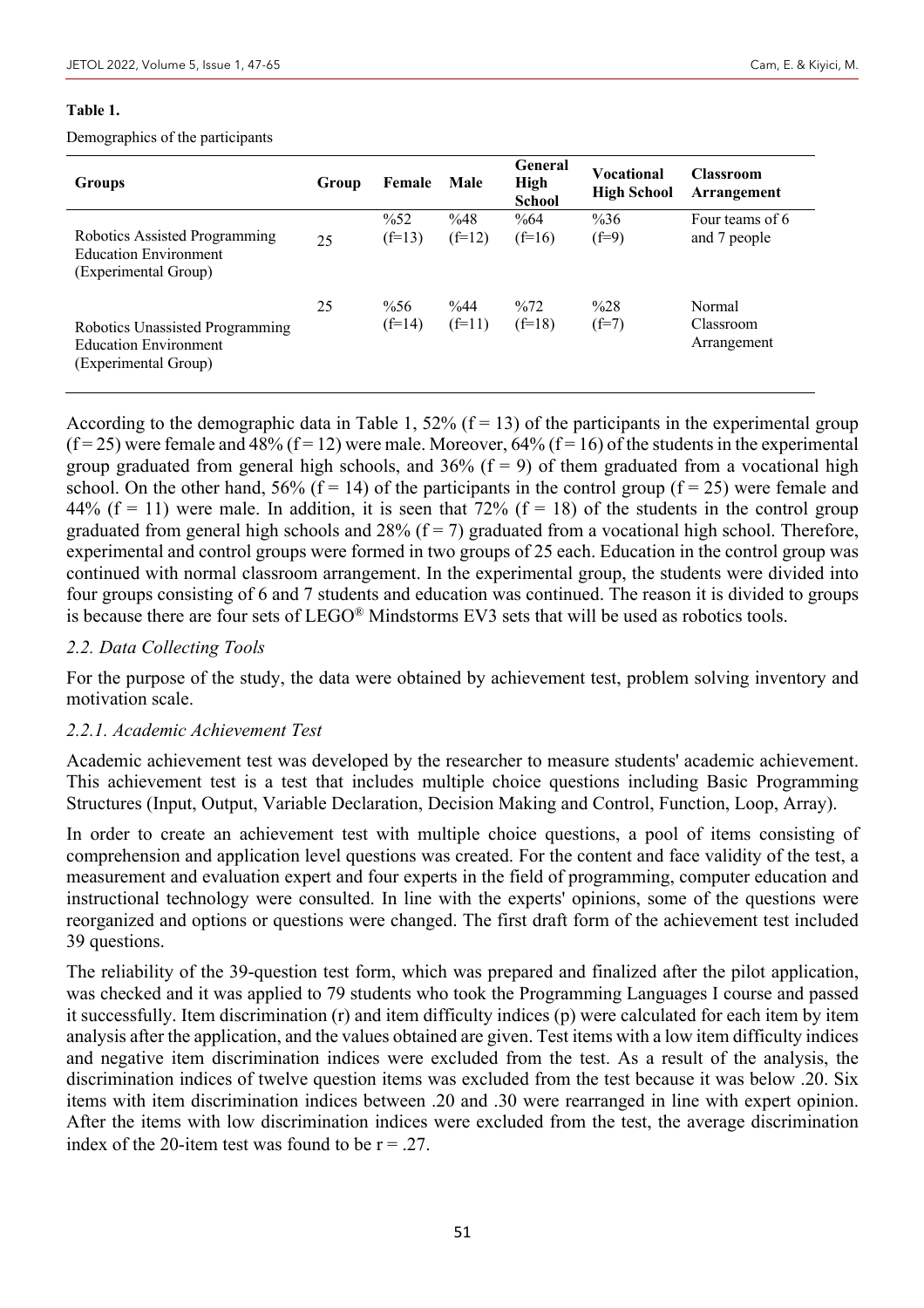**Table 1.**

Demographics of the participants

| Groups | Group | Female | Male | General High School | Vocational High School | Classroom Arrangement |
|---|---|---|---|---|---|---|
| Robotics Assisted Programming Education Environment (Experimental Group) | 25 | %52 (f=13) | %48 (f=12) | %64 (f=16) | %36 (f=9) | Four teams of 6 and 7 people |
| Robotics Unassisted Programming Education Environment (Experimental Group) | 25 | %56 (f=14) | %44 (f=11) | %72 (f=18) | %28 (f=7) | Normal Classroom Arrangement |

According to the demographic data in Table 1, 52% (f = 13) of the participants in the experimental group (f = 25) were female and 48% (f = 12) were male. Moreover, 64% (f = 16) of the students in the experimental group graduated from general high schools, and 36% (f = 9) of them graduated from a vocational high school. On the other hand, 56% (f = 14) of the participants in the control group (f = 25) were female and 44% (f = 11) were male. In addition, it is seen that 72% (f = 18) of the students in the control group graduated from general high schools and 28% (f = 7) graduated from a vocational high school. Therefore, experimental and control groups were formed in two groups of 25 each. Education in the control group was continued with normal classroom arrangement. In the experimental group, the students were divided into four groups consisting of 6 and 7 students and education was continued. The reason it is divided to groups is because there are four sets of LEGO® Mindstorms EV3 sets that will be used as robotics tools.

### *2.2. Data Collecting Tools*

For the purpose of the study, the data were obtained by achievement test, problem solving inventory and motivation scale.

#### *2.2.1. Academic Achievement Test*

Academic achievement test was developed by the researcher to measure students' academic achievement. This achievement test is a test that includes multiple choice questions including Basic Programming Structures (Input, Output, Variable Declaration, Decision Making and Control, Function, Loop, Array).

In order to create an achievement test with multiple choice questions, a pool of items consisting of comprehension and application level questions was created. For the content and face validity of the test, a measurement and evaluation expert and four experts in the field of programming, computer education and instructional technology were consulted. In line with the experts' opinions, some of the questions were reorganized and options or questions were changed. The first draft form of the achievement test included 39 questions.

The reliability of the 39-question test form, which was prepared and finalized after the pilot application, was checked and it was applied to 79 students who took the Programming Languages I course and passed it successfully. Item discrimination (r) and item difficulty indices (p) were calculated for each item by item analysis after the application, and the values obtained are given. Test items with a low item difficulty indices and negative item discrimination indices were excluded from the test. As a result of the analysis, the discrimination indices of twelve question items was excluded from the test because it was below .20. Six items with item discrimination indices between .20 and .30 were rearranged in line with expert opinion. After the items with low discrimination indices were excluded from the test, the average discrimination index of the 20-item test was found to be $r = .27$.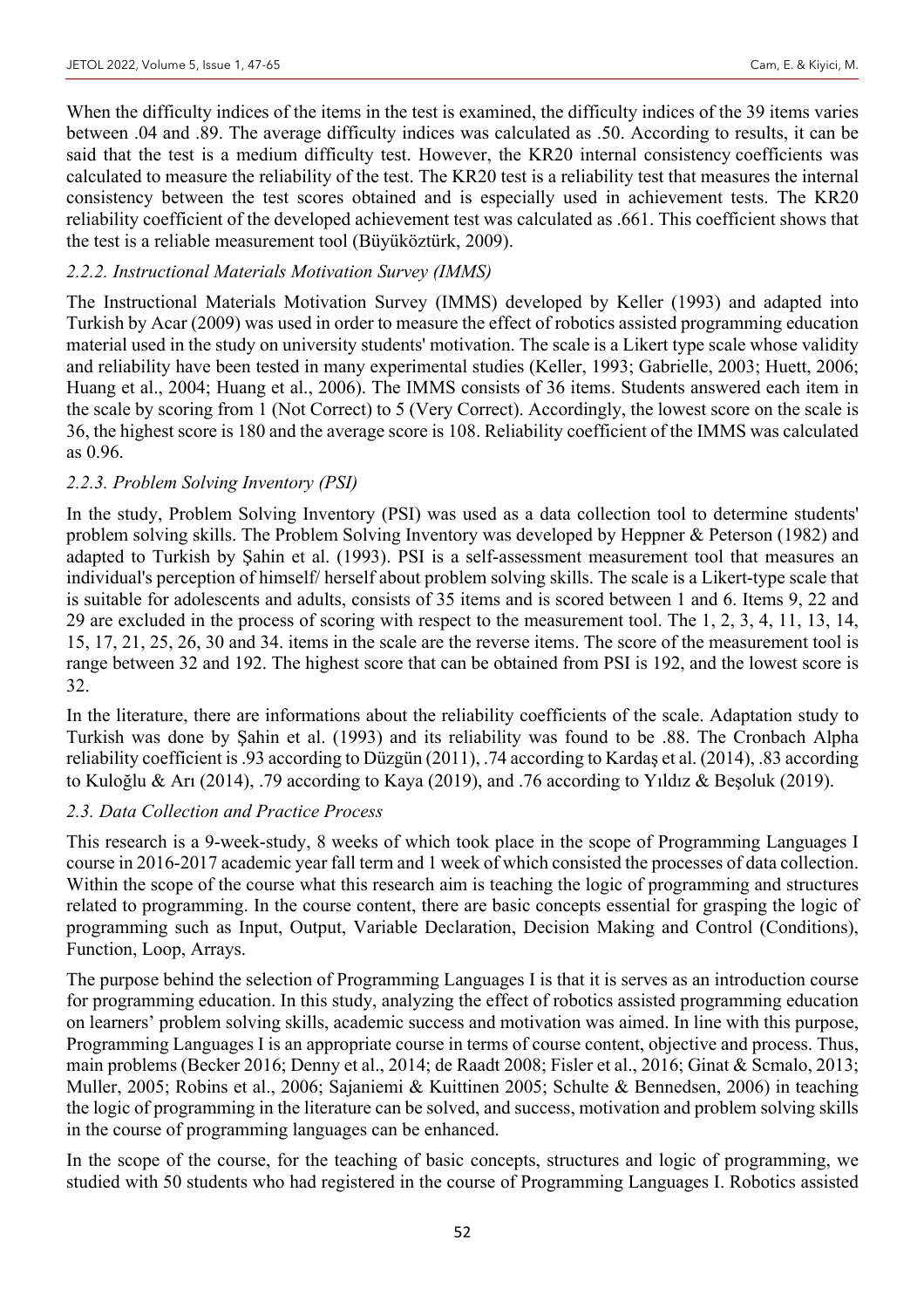When the difficulty indices of the items in the test is examined, the difficulty indices of the 39 items varies between .04 and .89. The average difficulty indices was calculated as .50. According to results, it can be said that the test is a medium difficulty test. However, the KR20 internal consistency coefficients was calculated to measure the reliability of the test. The KR20 test is a reliability test that measures the internal consistency between the test scores obtained and is especially used in achievement tests. The KR20 reliability coefficient of the developed achievement test was calculated as .661. This coefficient shows that the test is a reliable measurement tool (Büyüköztürk, 2009).

#### *2.2.2. Instructional Materials Motivation Survey (IMMS)*

The Instructional Materials Motivation Survey (IMMS) developed by Keller (1993) and adapted into Turkish by Acar (2009) was used in order to measure the effect of robotics assisted programming education material used in the study on university students' motivation. The scale is a Likert type scale whose validity and reliability have been tested in many experimental studies (Keller, 1993; Gabrielle, 2003; Huett, 2006; Huang et al., 2004; Huang et al., 2006). The IMMS consists of 36 items. Students answered each item in the scale by scoring from 1 (Not Correct) to 5 (Very Correct). Accordingly, the lowest score on the scale is 36, the highest score is 180 and the average score is 108. Reliability coefficient of the IMMS was calculated as 0.96.

#### *2.2.3. Problem Solving Inventory (PSI)*

In the study, Problem Solving Inventory (PSI) was used as a data collection tool to determine students' problem solving skills. The Problem Solving Inventory was developed by Heppner & Peterson (1982) and adapted to Turkish by Şahin et al. (1993). PSI is a self-assessment measurement tool that measures an individual's perception of himself/ herself about problem solving skills. The scale is a Likert-type scale that is suitable for adolescents and adults, consists of 35 items and is scored between 1 and 6. Items 9, 22 and 29 are excluded in the process of scoring with respect to the measurement tool. The 1, 2, 3, 4, 11, 13, 14, 15, 17, 21, 25, 26, 30 and 34. items in the scale are the reverse items. The score of the measurement tool is range between 32 and 192. The highest score that can be obtained from PSI is 192, and the lowest score is 32.

In the literature, there are informations about the reliability coefficients of the scale. Adaptation study to Turkish was done by Şahin et al. (1993) and its reliability was found to be .88. The Cronbach Alpha reliability coefficient is .93 according to Düzgün (2011), .74 according to Kardaş et al. (2014), .83 according to Kuloğlu & Arı (2014), .79 according to Kaya (2019), and .76 according to Yıldız & Beşoluk (2019).

### *2.3. Data Collection and Practice Process*

This research is a 9-week-study, 8 weeks of which took place in the scope of Programming Languages I course in 2016-2017 academic year fall term and 1 week of which consisted the processes of data collection. Within the scope of the course what this research aim is teaching the logic of programming and structures related to programming. In the course content, there are basic concepts essential for grasping the logic of programming such as Input, Output, Variable Declaration, Decision Making and Control (Conditions), Function, Loop, Arrays.

The purpose behind the selection of Programming Languages I is that it is serves as an introduction course for programming education. In this study, analyzing the effect of robotics assisted programming education on learners' problem solving skills, academic success and motivation was aimed. In line with this purpose, Programming Languages I is an appropriate course in terms of course content, objective and process. Thus, main problems (Becker 2016; Denny et al., 2014; de Raadt 2008; Fisler et al., 2016; Ginat & Scmalo, 2013; Muller, 2005; Robins et al., 2006; Sajaniemi & Kuittinen 2005; Schulte & Bennedsen, 2006) in teaching the logic of programming in the literature can be solved, and success, motivation and problem solving skills in the course of programming languages can be enhanced.

In the scope of the course, for the teaching of basic concepts, structures and logic of programming, we studied with 50 students who had registered in the course of Programming Languages I. Robotics assisted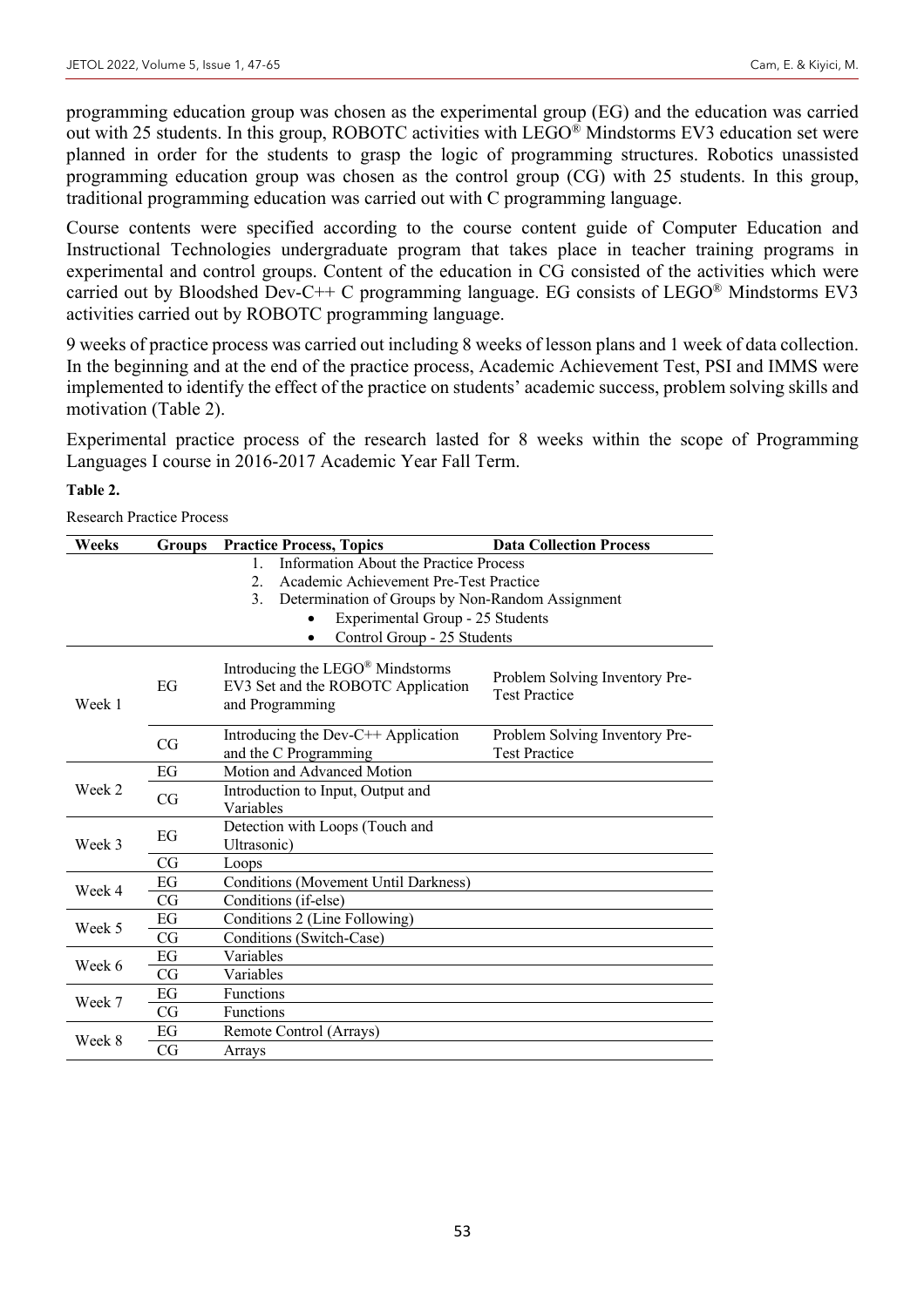programming education group was chosen as the experimental group (EG) and the education was carried out with 25 students. In this group, ROBOTC activities with LEGO® Mindstorms EV3 education set were planned in order for the students to grasp the logic of programming structures. Robotics unassisted programming education group was chosen as the control group (CG) with 25 students. In this group, traditional programming education was carried out with C programming language.

Course contents were specified according to the course content guide of Computer Education and Instructional Technologies undergraduate program that takes place in teacher training programs in experimental and control groups. Content of the education in CG consisted of the activities which were carried out by Bloodshed Dev-C++ C programming language. EG consists of LEGO® Mindstorms EV3 activities carried out by ROBOTC programming language.

9 weeks of practice process was carried out including 8 weeks of lesson plans and 1 week of data collection. In the beginning and at the end of the practice process, Academic Achievement Test, PSI and IMMS were implemented to identify the effect of the practice on students' academic success, problem solving skills and motivation (Table 2).

Experimental practice process of the research lasted for 8 weeks within the scope of Programming Languages I course in 2016-2017 Academic Year Fall Term.

**Table 2.**

Research Practice Process

| Weeks | Groups | Practice Process, Topics | Data Collection Process |
|---|---|---|---|
| | | 1. Information About the Practice Process<br>2. Academic Achievement Pre-Test Practice<br>3. Determination of Groups by Non-Random Assignment<br>• Experimental Group - 25 Students<br>• Control Group - 25 Students | |
| Week 1 | EG | Introducing the LEGO® Mindstorms EV3 Set and the ROBOTC Application and Programming | Problem Solving Inventory Pre-Test Practice |
| | CG | Introducing the Dev-C++ Application and the C Programming | Problem Solving Inventory Pre-Test Practice |
| Week 2 | EG | Motion and Advanced Motion | |
| | CG | Introduction to Input, Output and Variables | |
| Week 3 | EG | Detection with Loops (Touch and Ultrasonic) | |
| | CG | Loops | |
| Week 4 | EG | Conditions (Movement Until Darkness) | |
| | CG | Conditions (if-else) | |
| Week 5 | EG | Conditions 2 (Line Following) | |
| | CG | Conditions (Switch-Case) | |
| Week 6 | EG | Variables | |
| | CG | Variables | |
| Week 7 | EG | Functions | |
| | CG | Functions | |
| Week 8 | EG | Remote Control (Arrays) | |
| | CG | Arrays | |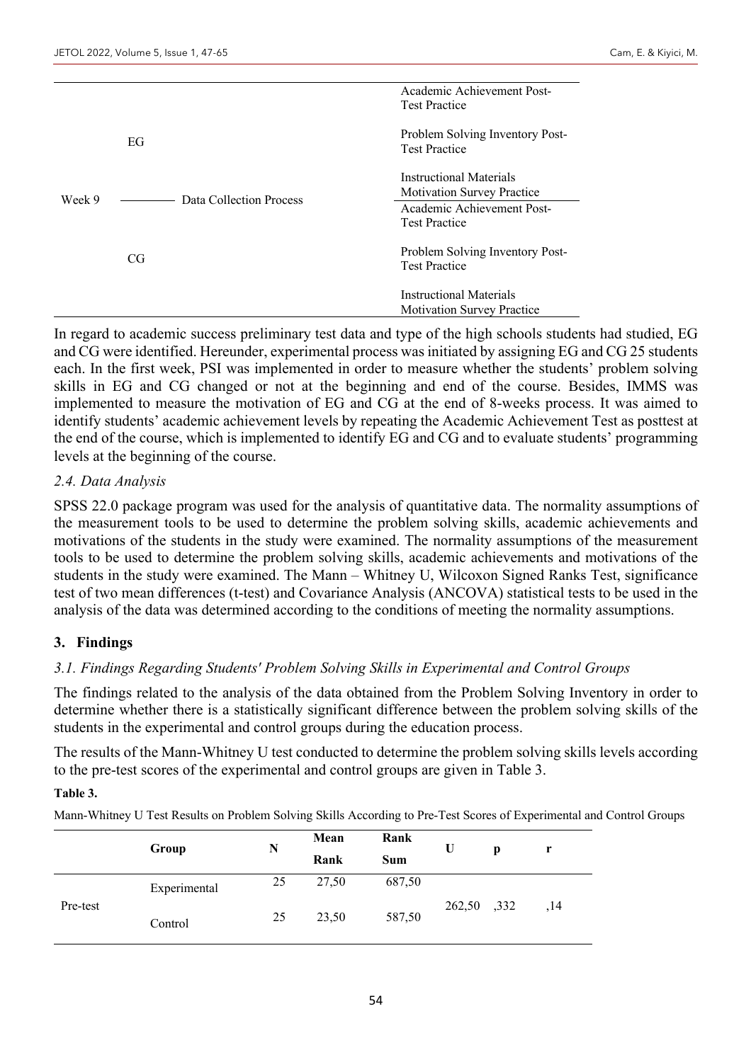| | | | |
|---|---|---|---|
| Week 9 | EG | Data Collection Process | Academic Achievement Post-Test Practice |
| | | | Problem Solving Inventory Post-Test Practice |
| | | | Instructional Materials Motivation Survey Practice |
| | CG | | Academic Achievement Post-Test Practice |
| | | | Problem Solving Inventory Post-Test Practice |
| | | | Instructional Materials Motivation Survey Practice |

In regard to academic success preliminary test data and type of the high schools students had studied, EG and CG were identified. Hereunder, experimental process was initiated by assigning EG and CG 25 students each. In the first week, PSI was implemented in order to measure whether the students' problem solving skills in EG and CG changed or not at the beginning and end of the course. Besides, IMMS was implemented to measure the motivation of EG and CG at the end of 8-weeks process. It was aimed to identify students' academic achievement levels by repeating the Academic Achievement Test as posttest at the end of the course, which is implemented to identify EG and CG and to evaluate students' programming levels at the beginning of the course.

### *2.4. Data Analysis*

SPSS 22.0 package program was used for the analysis of quantitative data. The normality assumptions of the measurement tools to be used to determine the problem solving skills, academic achievements and motivations of the students in the study were examined. The normality assumptions of the measurement tools to be used to determine the problem solving skills, academic achievements and motivations of the students in the study were examined. The Mann – Whitney U, Wilcoxon Signed Ranks Test, significance test of two mean differences (t-test) and Covariance Analysis (ANCOVA) statistical tests to be used in the analysis of the data was determined according to the conditions of meeting the normality assumptions.

## 3. Findings

### *3.1. Findings Regarding Students' Problem Solving Skills in Experimental and Control Groups*

The findings related to the analysis of the data obtained from the Problem Solving Inventory in order to determine whether there is a statistically significant difference between the problem solving skills of the students in the experimental and control groups during the education process.

The results of the Mann-Whitney U test conducted to determine the problem solving skills levels according to the pre-test scores of the experimental and control groups are given in Table 3.

**Table 3.**

Mann-Whitney U Test Results on Problem Solving Skills According to Pre-Test Scores of Experimental and Control Groups

| | Group | N | Mean Rank | Rank Sum | U | p | r |
|---|---|---|---|---|---|---|---|
| Pre-test | Experimental | 25 | 27,50 | 687,50 | 262,50 | ,332 | ,14 |
| | Control | 25 | 23,50 | 587,50 | | | |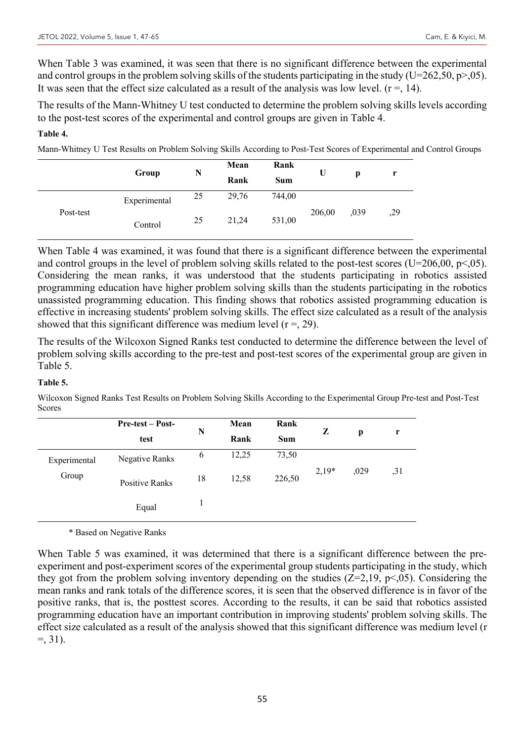When Table 3 was examined, it was seen that there is no significant difference between the experimental and control groups in the problem solving skills of the students participating in the study (U=262,50, p>,05). It was seen that the effect size calculated as a result of the analysis was low level. (r =, 14).

The results of the Mann-Whitney U test conducted to determine the problem solving skills levels according to the post-test scores of the experimental and control groups are given in Table 4.

**Table 4.**

Mann-Whitney U Test Results on Problem Solving Skills According to Post-Test Scores of Experimental and Control Groups

| | Group | N | Mean Rank | Rank Sum | U | p | r |
|---|---|---|---|---|---|---|---|
| Post-test | Experimental | 25 | 29,76 | 744,00 | 206,00 | ,039 | ,29 |
| | Control | 25 | 21,24 | 531,00 | | | |

When Table 4 was examined, it was found that there is a significant difference between the experimental and control groups in the level of problem solving skills related to the post-test scores (U=206,00, p<,05). Considering the mean ranks, it was understood that the students participating in robotics assisted programming education have higher problem solving skills than the students participating in the robotics unassisted programming education. This finding shows that robotics assisted programming education is effective in increasing students' problem solving skills. The effect size calculated as a result of the analysis showed that this significant difference was medium level (r =, 29).

The results of the Wilcoxon Signed Ranks test conducted to determine the difference between the level of problem solving skills according to the pre-test and post-test scores of the experimental group are given in Table 5.

**Table 5.**

Wilcoxon Signed Ranks Test Results on Problem Solving Skills According to the Experimental Group Pre-test and Post-Test Scores

| | Pre-test – Post-test | N | Mean Rank | Rank Sum | Z | p | r |
|---|---|---|---|---|---|---|---|
| Experimental Group | Negative Ranks | 6 | 12,25 | 73,50 | 2,19* | ,029 | ,31 |
| | Positive Ranks | 18 | 12,58 | 226,50 | | | |
| | Equal | 1 | | | | | |

\* Based on Negative Ranks

When Table 5 was examined, it was determined that there is a significant difference between the pre-experiment and post-experiment scores of the experimental group students participating in the study, which they got from the problem solving inventory depending on the studies (Z=2,19, p<,05). Considering the mean ranks and rank totals of the difference scores, it is seen that the observed difference is in favor of the positive ranks, that is, the posttest scores. According to the results, it can be said that robotics assisted programming education have an important contribution in improving students' problem solving skills. The effect size calculated as a result of the analysis showed that this significant difference was medium level (r =, 31).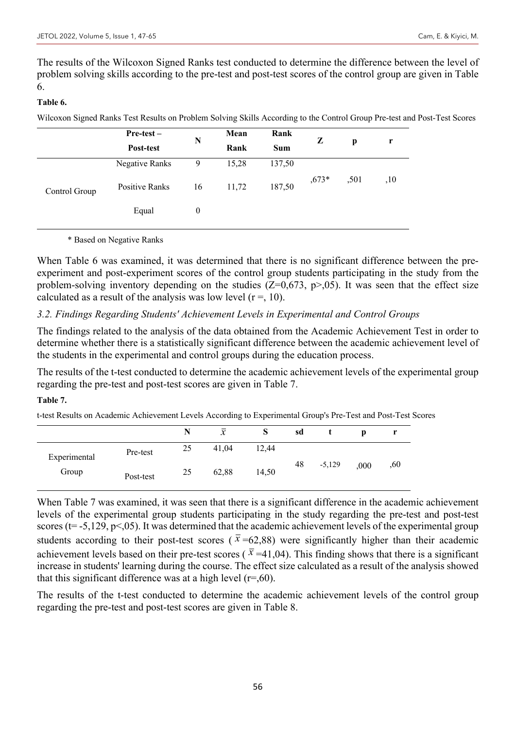The results of the Wilcoxon Signed Ranks test conducted to determine the difference between the level of problem solving skills according to the pre-test and post-test scores of the control group are given in Table 6.

**Table 6.**

Wilcoxon Signed Ranks Test Results on Problem Solving Skills According to the Control Group Pre-test and Post-Test Scores

| | **Pre-test – Post-test** | **N** | **Mean Rank** | **Rank Sum** | **Z** | **p** | **r** |
|---|---|---|---|---|---|---|---|
| Control Group | Negative Ranks | 9 | 15,28 | 137,50 | ,673* | ,501 | ,10 |
| | Positive Ranks | 16 | 11,72 | 187,50 | | | |
| | Equal | 0 | | | | | |

\* Based on Negative Ranks

When Table 6 was examined, it was determined that there is no significant difference between the pre-experiment and post-experiment scores of the control group students participating in the study from the problem-solving inventory depending on the studies ($Z=0,673$, $p>,05$). It was seen that the effect size calculated as a result of the analysis was low level ($r =, 10$).

### *3.2. Findings Regarding Students' Achievement Levels in Experimental and Control Groups*

The findings related to the analysis of the data obtained from the Academic Achievement Test in order to determine whether there is a statistically significant difference between the academic achievement level of the students in the experimental and control groups during the education process.

The results of the t-test conducted to determine the academic achievement levels of the experimental group regarding the pre-test and post-test scores are given in Table 7.

**Table 7.**

t-test Results on Academic Achievement Levels According to Experimental Group's Pre-Test and Post-Test Scores

| | | **N** | $\bar{x}$ | **S** | **sd** | **t** | **p** | **r** |
|---|---|---|---|---|---|---|---|---|
| Experimental Group | Pre-test | 25 | 41,04 | 12,44 | 48 | -5,129 | ,000 | ,60 |
| | Post-test | 25 | 62,88 | 14,50 | | | | |

When Table 7 was examined, it was seen that there is a significant difference in the academic achievement levels of the experimental group students participating in the study regarding the pre-test and post-test scores ($t= -5,129$, $p<,05$). It was determined that the academic achievement levels of the experimental group students according to their post-test scores ($\bar{x}=62,88$) were significantly higher than their academic achievement levels based on their pre-test scores ($\bar{x}=41,04$). This finding shows that there is a significant increase in students' learning during the course. The effect size calculated as a result of the analysis showed that this significant difference was at a high level ($r=,60$).

The results of the t-test conducted to determine the academic achievement levels of the control group regarding the pre-test and post-test scores are given in Table 8.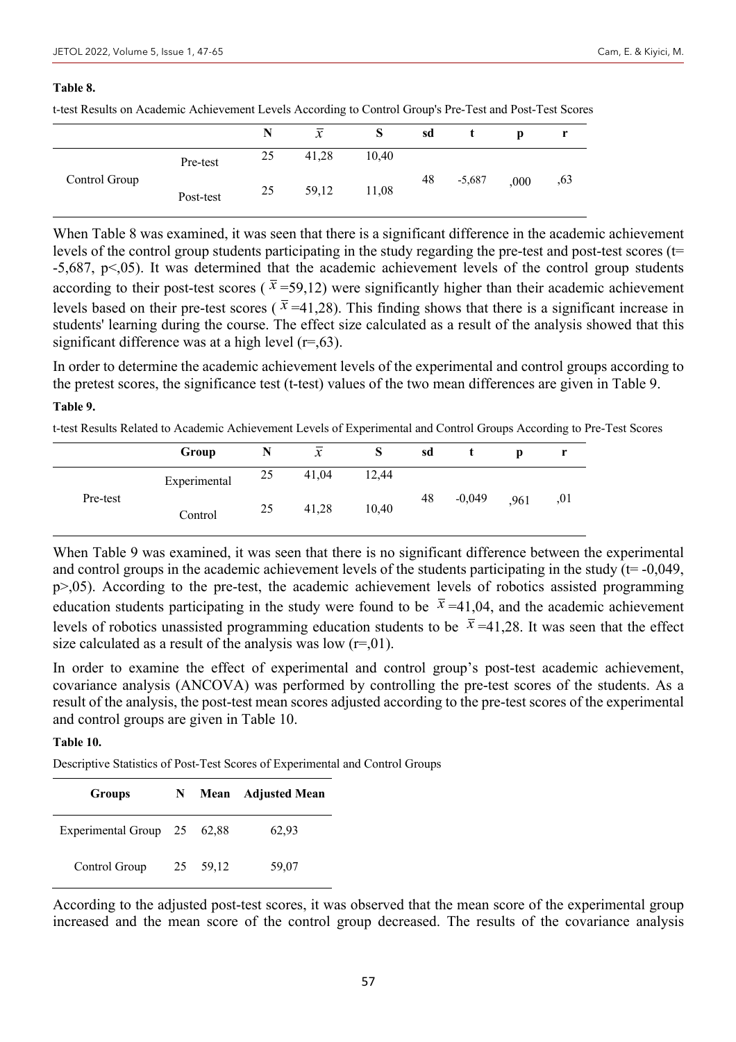**Table 8.**

t-test Results on Academic Achievement Levels According to Control Group's Pre-Test and Post-Test Scores

| | | N | $\bar{x}$ | S | sd | t | p | r |
|---|---|---|---|---|---|---|---|---|
| Control Group | Pre-test | 25 | 41,28 | 10,40 | 48 | -5,687 | ,000 | ,63 |
| | Post-test | 25 | 59,12 | 11,08 | | | | |

When Table 8 was examined, it was seen that there is a significant difference in the academic achievement levels of the control group students participating in the study regarding the pre-test and post-test scores ($t= -5,687$, $p<,05$). It was determined that the academic achievement levels of the control group students according to their post-test scores ($\bar{x}=59,12$) were significantly higher than their academic achievement levels based on their pre-test scores ($\bar{x}=41,28$). This finding shows that there is a significant increase in students' learning during the course. The effect size calculated as a result of the analysis showed that this significant difference was at a high level ($r=,63$).

In order to determine the academic achievement levels of the experimental and control groups according to the pretest scores, the significance test (t-test) values of the two mean differences are given in Table 9.

**Table 9.**

t-test Results Related to Academic Achievement Levels of Experimental and Control Groups According to Pre-Test Scores

| | Group | N | $\bar{x}$ | S | sd | t | p | r |
|---|---|---|---|---|---|---|---|---|
| Pre-test | Experimental | 25 | 41,04 | 12,44 | 48 | -0,049 | ,961 | ,01 |
| | Control | 25 | 41,28 | 10,40 | | | | |

When Table 9 was examined, it was seen that there is no significant difference between the experimental and control groups in the academic achievement levels of the students participating in the study ($t= -0,049$, $p>,05$). According to the pre-test, the academic achievement levels of robotics assisted programming education students participating in the study were found to be $\bar{x}=41,04$, and the academic achievement levels of robotics unassisted programming education students to be $\bar{x}=41,28$. It was seen that the effect size calculated as a result of the analysis was low ($r=,01$).

In order to examine the effect of experimental and control group's post-test academic achievement, covariance analysis (ANCOVA) was performed by controlling the pre-test scores of the students. As a result of the analysis, the post-test mean scores adjusted according to the pre-test scores of the experimental and control groups are given in Table 10.

**Table 10.**

Descriptive Statistics of Post-Test Scores of Experimental and Control Groups

| Groups | N | Mean | Adjusted Mean |
|---|---|---|---|
| Experimental Group | 25 | 62,88 | 62,93 |
| Control Group | 25 | 59,12 | 59,07 |

According to the adjusted post-test scores, it was observed that the mean score of the experimental group increased and the mean score of the control group decreased. The results of the covariance analysis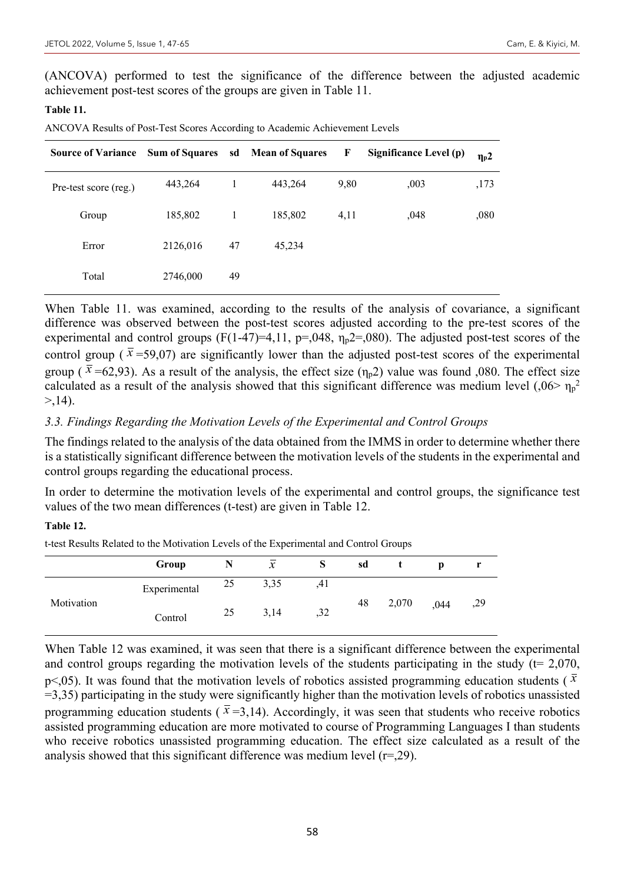(ANCOVA) performed to test the significance of the difference between the adjusted academic achievement post-test scores of the groups are given in Table 11.

**Table 11.**

ANCOVA Results of Post-Test Scores According to Academic Achievement Levels

| Source of Variance | Sum of Squares | sd | Mean of Squares | F | Significance Level (p) | $\eta_p 2$ |
|---|---|---|---|---|---|---|
| Pre-test score (reg.) | 443,264 | 1 | 443,264 | 9,80 | ,003 | ,173 |
| Group | 185,802 | 1 | 185,802 | 4,11 | ,048 | ,080 |
| Error | 2126,016 | 47 | 45,234 | | | |
| Total | 2746,000 | 49 | | | | |

When Table 11. was examined, according to the results of the analysis of covariance, a significant difference was observed between the post-test scores adjusted according to the pre-test scores of the experimental and control groups ($F(1\text{-}47)=4{,}11$, $p=,048$, $\eta_p 2=,080$). The adjusted post-test scores of the control group ($\bar{x}=59{,}07$) are significantly lower than the adjusted post-test scores of the experimental group ($\bar{x}=62{,}93$). As a result of the analysis, the effect size ($\eta_p 2$) value was found ,080. The effect size calculated as a result of the analysis showed that this significant difference was medium level ($,06> \eta_p^2 >,14$).

### *3.3. Findings Regarding the Motivation Levels of the Experimental and Control Groups*

The findings related to the analysis of the data obtained from the IMMS in order to determine whether there is a statistically significant difference between the motivation levels of the students in the experimental and control groups regarding the educational process.

In order to determine the motivation levels of the experimental and control groups, the significance test values of the two mean differences (t-test) are given in Table 12.

**Table 12.**

t-test Results Related to the Motivation Levels of the Experimental and Control Groups

| | Group | N | $\bar{x}$ | S | sd | t | p | r |
|---|---|---|---|---|---|---|---|---|
| Motivation | Experimental | 25 | 3,35 | ,41 | 48 | 2,070 | ,044 | ,29 |
| | Control | 25 | 3,14 | ,32 | | | | |

When Table 12 was examined, it was seen that there is a significant difference between the experimental and control groups regarding the motivation levels of the students participating in the study ($t= 2{,}070$, $p<,05$). It was found that the motivation levels of robotics assisted programming education students ($\bar{x}=3{,}35$) participating in the study were significantly higher than the motivation levels of robotics unassisted programming education students ($\bar{x}=3{,}14$). Accordingly, it was seen that students who receive robotics assisted programming education are more motivated to course of Programming Languages I than students who receive robotics unassisted programming education. The effect size calculated as a result of the analysis showed that this significant difference was medium level ($r=,29$).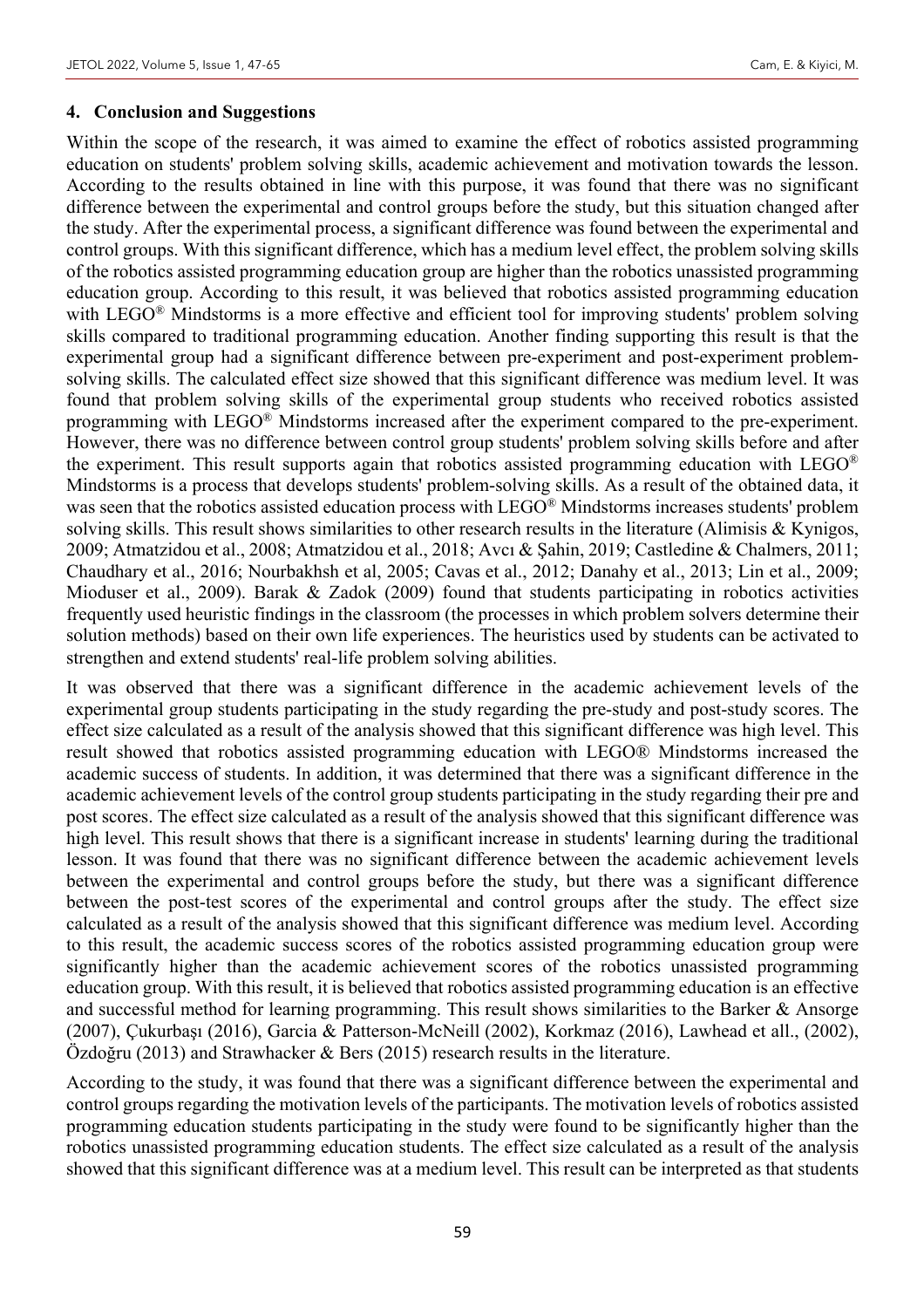## 4. Conclusion and Suggestions

Within the scope of the research, it was aimed to examine the effect of robotics assisted programming education on students' problem solving skills, academic achievement and motivation towards the lesson. According to the results obtained in line with this purpose, it was found that there was no significant difference between the experimental and control groups before the study, but this situation changed after the study. After the experimental process, a significant difference was found between the experimental and control groups. With this significant difference, which has a medium level effect, the problem solving skills of the robotics assisted programming education group are higher than the robotics unassisted programming education group. According to this result, it was believed that robotics assisted programming education with LEGO® Mindstorms is a more effective and efficient tool for improving students' problem solving skills compared to traditional programming education. Another finding supporting this result is that the experimental group had a significant difference between pre-experiment and post-experiment problem-solving skills. The calculated effect size showed that this significant difference was medium level. It was found that problem solving skills of the experimental group students who received robotics assisted programming with LEGO® Mindstorms increased after the experiment compared to the pre-experiment. However, there was no difference between control group students' problem solving skills before and after the experiment. This result supports again that robotics assisted programming education with LEGO® Mindstorms is a process that develops students' problem-solving skills. As a result of the obtained data, it was seen that the robotics assisted education process with LEGO® Mindstorms increases students' problem solving skills. This result shows similarities to other research results in the literature (Alimisis & Kynigos, 2009; Atmatzidou et al., 2008; Atmatzidou et al., 2018; Avcı & Şahin, 2019; Castledine & Chalmers, 2011; Chaudhary et al., 2016; Nourbakhsh et al, 2005; Cavas et al., 2012; Danahy et al., 2013; Lin et al., 2009; Mioduser et al., 2009). Barak & Zadok (2009) found that students participating in robotics activities frequently used heuristic findings in the classroom (the processes in which problem solvers determine their solution methods) based on their own life experiences. The heuristics used by students can be activated to strengthen and extend students' real-life problem solving abilities.

It was observed that there was a significant difference in the academic achievement levels of the experimental group students participating in the study regarding the pre-study and post-study scores. The effect size calculated as a result of the analysis showed that this significant difference was high level. This result showed that robotics assisted programming education with LEGO® Mindstorms increased the academic success of students. In addition, it was determined that there was a significant difference in the academic achievement levels of the control group students participating in the study regarding their pre and post scores. The effect size calculated as a result of the analysis showed that this significant difference was high level. This result shows that there is a significant increase in students' learning during the traditional lesson. It was found that there was no significant difference between the academic achievement levels between the experimental and control groups before the study, but there was a significant difference between the post-test scores of the experimental and control groups after the study. The effect size calculated as a result of the analysis showed that this significant difference was medium level. According to this result, the academic success scores of the robotics assisted programming education group were significantly higher than the academic achievement scores of the robotics unassisted programming education group. With this result, it is believed that robotics assisted programming education is an effective and successful method for learning programming. This result shows similarities to the Barker & Ansorge (2007), Çukurbaşı (2016), Garcia & Patterson-McNeill (2002), Korkmaz (2016), Lawhead etl all., (2002), Özdoğru (2013) and Strawhacker & Bers (2015) research results in the literature.

According to the study, it was found that there was a significant difference between the experimental and control groups regarding the motivation levels of the participants. The motivation levels of robotics assisted programming education students participating in the study were found to be significantly higher than the robotics unassisted programming education students. The effect size calculated as a result of the analysis showed that this significant difference was at a medium level. This result can be interpreted as that students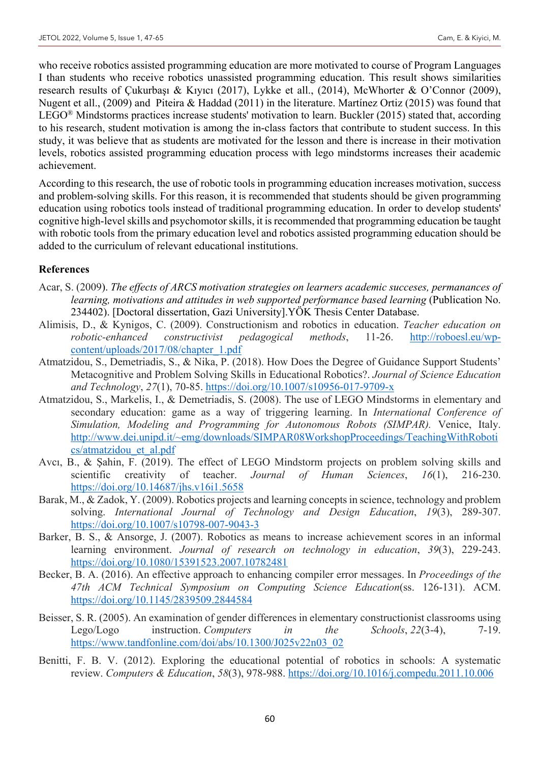who receive robotics assisted programming education are more motivated to course of Program Languages I than students who receive robotics unassisted programming education. This result shows similarities research results of Çukurbaşı & Kıyıcı (2017), Lykke et all., (2014), McWhorter & O'Connor (2009), Nugent et all., (2009) and Piteira & Haddad (2011) in the literature. Martínez Ortiz (2015) was found that LEGO® Mindstorms practices increase students' motivation to learn. Buckler (2015) stated that, according to his research, student motivation is among the in-class factors that contribute to student success. In this study, it was believe that as students are motivated for the lesson and there is increase in their motivation levels, robotics assisted programming education process with lego mindstorms increases their academic achievement.

According to this research, the use of robotic tools in programming education increases motivation, success and problem-solving skills. For this reason, it is recommended that students should be given programming education using robotics tools instead of traditional programming education. In order to develop students' cognitive high-level skills and psychomotor skills, it is recommended that programming education be taught with robotic tools from the primary education level and robotics assisted programming education should be added to the curriculum of relevant educational institutions.

**References**

Acar, S. (2009). *The effects of ARCS motivation strategies on learners academic succeses, permanances of learning, motivations and attitudes in web supported performance based learning* (Publication No. 234402). [Doctoral dissertation, Gazi University].YÖK Thesis Center Database.

Alimisis, D., & Kynigos, C. (2009). Constructionism and robotics in education. *Teacher education on robotic-enhanced constructivist pedagogical methods*, 11-26. http://roboesl.eu/wp-content/uploads/2017/08/chapter_1.pdf

Atmatzidou, S., Demetriadis, S., & Nika, P. (2018). How Does the Degree of Guidance Support Students' Metacognitive and Problem Solving Skills in Educational Robotics?. *Journal of Science Education and Technology*, *27*(1), 70-85. https://doi.org/10.1007/s10956-017-9709-x

Atmatzidou, S., Markelis, I., & Demetriadis, S. (2008). The use of LEGO Mindstorms in elementary and secondary education: game as a way of triggering learning. In *International Conference of Simulation, Modeling and Programming for Autonomous Robots (SIMPAR).* Venice, Italy. http://www.dei.unipd.it/~emg/downloads/SIMPAR08WorkshopProceedings/TeachingWithRobotics/atmatzidou_et_al.pdf

Avcı, B., & Şahin, F. (2019). The effect of LEGO Mindstorm projects on problem solving skills and scientific creativity of teacher. *Journal of Human Sciences*, *16*(1), 216-230. https://doi.org/10.14687/jhs.v16i1.5658

Barak, M., & Zadok, Y. (2009). Robotics projects and learning concepts in science, technology and problem solving. *International Journal of Technology and Design Education*, *19*(3), 289-307. https://doi.org/10.1007/s10798-007-9043-3

Barker, B. S., & Ansorge, J. (2007). Robotics as means to increase achievement scores in an informal learning environment. *Journal of research on technology in education*, *39*(3), 229-243. https://doi.org/10.1080/15391523.2007.10782481

Becker, B. A. (2016). An effective approach to enhancing compiler error messages. In *Proceedings of the 47th ACM Technical Symposium on Computing Science Education*(ss. 126-131). ACM. https://doi.org/10.1145/2839509.2844584

Beisser, S. R. (2005). An examination of gender differences in elementary constructionist classrooms using Lego/Logo instruction. *Computers in the Schools*, *22*(3-4), 7-19. https://www.tandfonline.com/doi/abs/10.1300/J025v22n03_02

Benitti, F. B. V. (2012). Exploring the educational potential of robotics in schools: A systematic review. *Computers & Education*, *58*(3), 978-988. https://doi.org/10.1016/j.compedu.2011.10.006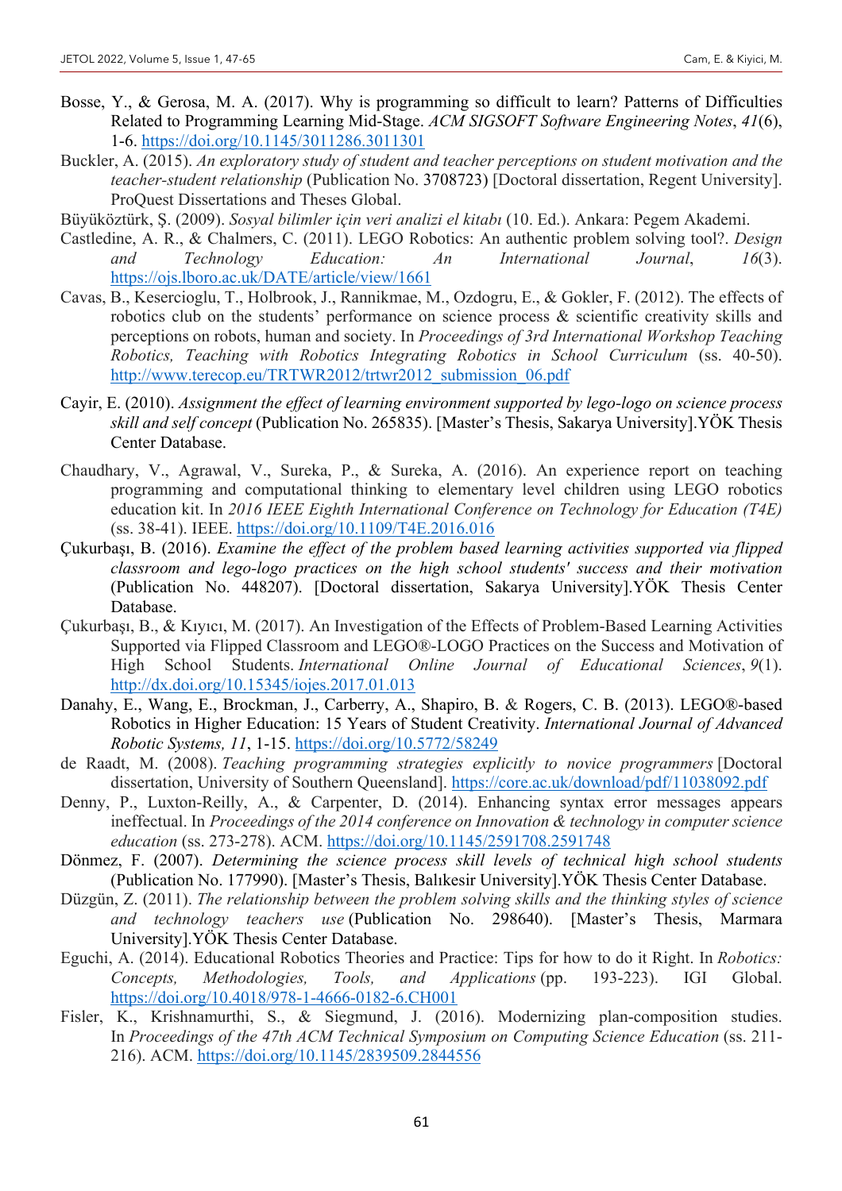Bosse, Y., & Gerosa, M. A. (2017). Why is programming so difficult to learn? Patterns of Difficulties Related to Programming Learning Mid-Stage. *ACM SIGSOFT Software Engineering Notes*, *41*(6), 1-6. https://doi.org/10.1145/3011286.3011301

Buckler, A. (2015). *An exploratory study of student and teacher perceptions on student motivation and the teacher-student relationship* (Publication No. 3708723) [Doctoral dissertation, Regent University]. ProQuest Dissertations and Theses Global.

Büyüköztürk, Ş. (2009). *Sosyal bilimler için veri analizi el kitabı* (10. Ed.). Ankara: Pegem Akademi.

Castledine, A. R., & Chalmers, C. (2011). LEGO Robotics: An authentic problem solving tool?. *Design and Technology Education: An International Journal*, *16*(3). https://ojs.lboro.ac.uk/DATE/article/view/1661

Cavas, B., Kesercioglu, T., Holbrook, J., Rannikmae, M., Ozdogru, E., & Gokler, F. (2012). The effects of robotics club on the students' performance on science process & scientific creativity skills and perceptions on robots, human and society. In *Proceedings of 3rd International Workshop Teaching Robotics, Teaching with Robotics Integrating Robotics in School Curriculum* (ss. 40-50). http://www.terecop.eu/TRTWR2012/trtwr2012_submission_06.pdf

Cayir, E. (2010). *Assignment the effect of learning environment supported by lego-logo on science process skill and self concept* (Publication No. 265835). [Master's Thesis, Sakarya University].YÖK Thesis Center Database.

Chaudhary, V., Agrawal, V., Sureka, P., & Sureka, A. (2016). An experience report on teaching programming and computational thinking to elementary level children using LEGO robotics education kit. In *2016 IEEE Eighth International Conference on Technology for Education (T4E)* (ss. 38-41). IEEE. https://doi.org/10.1109/T4E.2016.016

Çukurbaşı, B. (2016). *Examine the effect of the problem based learning activities supported via flipped classroom and lego-logo practices on the high school students' success and their motivation* (Publication No. 448207). [Doctoral dissertation, Sakarya University].YÖK Thesis Center Database.

Çukurbaşı, B., & Kıyıcı, M. (2017). An Investigation of the Effects of Problem-Based Learning Activities Supported via Flipped Classroom and LEGO®-LOGO Practices on the Success and Motivation of High School Students. *International Online Journal of Educational Sciences*, *9*(1). http://dx.doi.org/10.15345/iojes.2017.01.013

Danahy, E., Wang, E., Brockman, J., Carberry, A., Shapiro, B. & Rogers, C. B. (2013). LEGO®-based Robotics in Higher Education: 15 Years of Student Creativity. *International Journal of Advanced Robotic Systems, 11*, 1-15. https://doi.org/10.5772/58249

de Raadt, M. (2008). *Teaching programming strategies explicitly to novice programmers* [Doctoral dissertation, University of Southern Queensland]. https://core.ac.uk/download/pdf/11038092.pdf

Denny, P., Luxton-Reilly, A., & Carpenter, D. (2014). Enhancing syntax error messages appears ineffectual. In *Proceedings of the 2014 conference on Innovation & technology in computer science education* (ss. 273-278). ACM. https://doi.org/10.1145/2591708.2591748

Dönmez, F. (2007). *Determining the science process skill levels of technical high school students* (Publication No. 177990). [Master's Thesis, Balıkesir University].YÖK Thesis Center Database.

Düzgün, Z. (2011). *The relationship between the problem solving skills and the thinking styles of science and technology teachers use* (Publication No. 298640). [Master's Thesis, Marmara University].YÖK Thesis Center Database.

Eguchi, A. (2014). Educational Robotics Theories and Practice: Tips for how to do it Right. In *Robotics: Concepts, Methodologies, Tools, and Applications* (pp. 193-223). IGI Global. https://doi.org/10.4018/978-1-4666-0182-6.CH001

Fisler, K., Krishnamurthi, S., & Siegmund, J. (2016). Modernizing plan-composition studies. In *Proceedings of the 47th ACM Technical Symposium on Computing Science Education* (ss. 211-216). ACM. https://doi.org/10.1145/2839509.2844556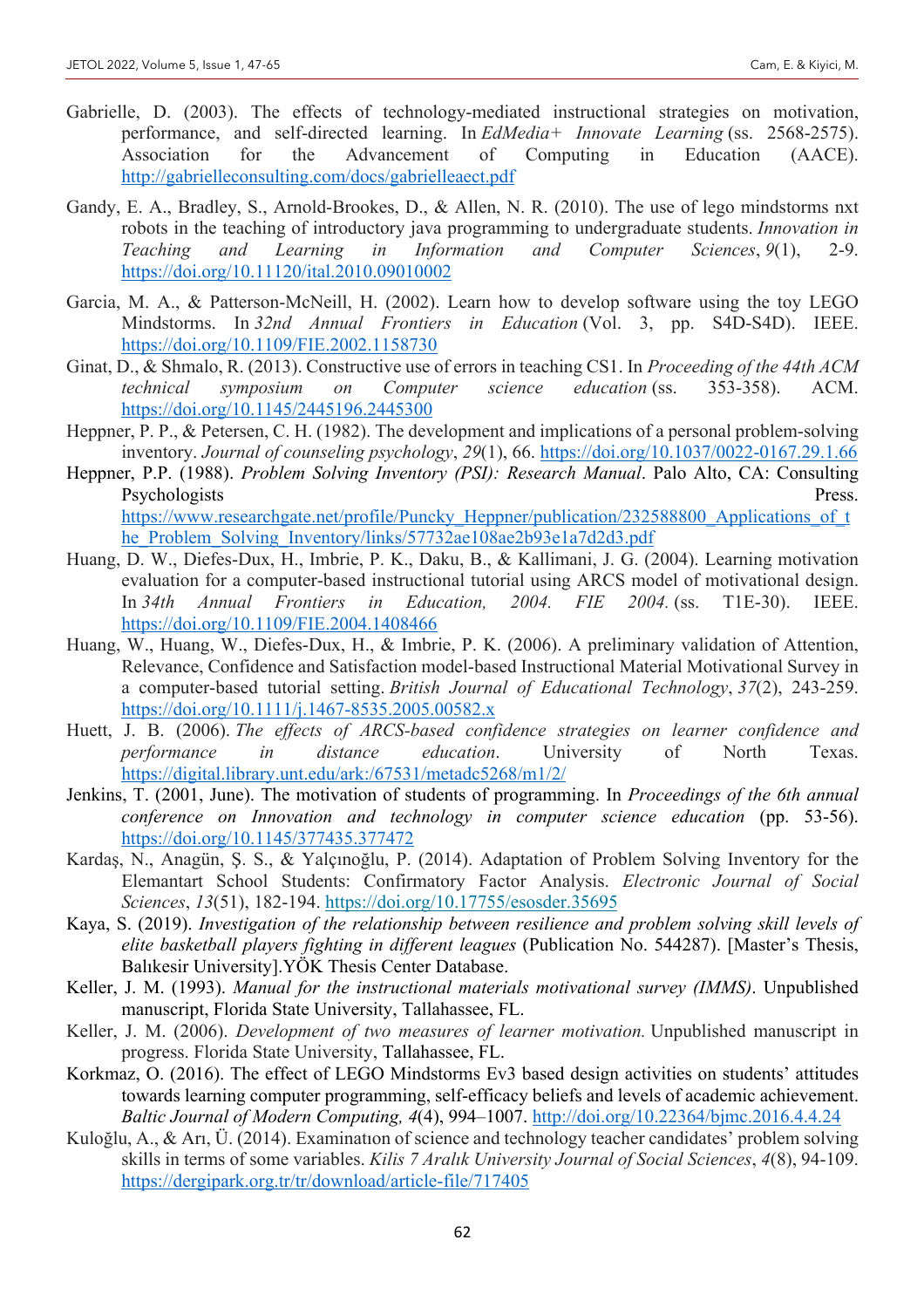Gabrielle, D. (2003). The effects of technology-mediated instructional strategies on motivation, performance, and self-directed learning. In *EdMedia+ Innovate Learning* (ss. 2568-2575). Association for the Advancement of Computing in Education (AACE). http://gabrielleconsulting.com/docs/gabrielleaect.pdf

Gandy, E. A., Bradley, S., Arnold-Brookes, D., & Allen, N. R. (2010). The use of lego mindstorms nxt robots in the teaching of introductory java programming to undergraduate students. *Innovation in Teaching and Learning in Information and Computer Sciences*, *9*(1), 2-9. https://doi.org/10.11120/ital.2010.09010002

Garcia, M. A., & Patterson-McNeill, H. (2002). Learn how to develop software using the toy LEGO Mindstorms. In *32nd Annual Frontiers in Education* (Vol. 3, pp. S4D-S4D). IEEE. https://doi.org/10.1109/FIE.2002.1158730

Ginat, D., & Shmalo, R. (2013). Constructive use of errors in teaching CS1. In *Proceeding of the 44th ACM technical symposium on Computer science education* (ss. 353-358). ACM. https://doi.org/10.1145/2445196.2445300

Heppner, P. P., & Petersen, C. H. (1982). The development and implications of a personal problem-solving inventory. *Journal of counseling psychology*, *29*(1), 66. https://doi.org/10.1037/0022-0167.29.1.66

Heppner, P.P. (1988). *Problem Solving Inventory (PSI): Research Manual*. Palo Alto, CA: Consulting Psychologists Press. https://www.researchgate.net/profile/Puncky_Heppner/publication/232588800_Applications_of_the_Problem_Solving_Inventory/links/57732ae108ae2b93e1a7d2d3.pdf

Huang, D. W., Diefes-Dux, H., Imbrie, P. K., Daku, B., & Kallimani, J. G. (2004). Learning motivation evaluation for a computer-based instructional tutorial using ARCS model of motivational design. In *34th Annual Frontiers in Education, 2004. FIE 2004.* (ss. T1E-30). IEEE. https://doi.org/10.1109/FIE.2004.1408466

Huang, W., Huang, W., Diefes-Dux, H., & Imbrie, P. K. (2006). A preliminary validation of Attention, Relevance, Confidence and Satisfaction model-based Instructional Material Motivational Survey in a computer-based tutorial setting. *British Journal of Educational Technology*, *37*(2), 243-259. https://doi.org/10.1111/j.1467-8535.2005.00582.x

Huett, J. B. (2006). *The effects of ARCS-based confidence strategies on learner confidence and performance in distance education*. University of North Texas. https://digital.library.unt.edu/ark:/67531/metadc5268/m1/2/

Jenkins, T. (2001, June). The motivation of students of programming. In *Proceedings of the 6th annual conference on Innovation and technology in computer science education* (pp. 53-56). https://doi.org/10.1145/377435.377472

Kardaş, N., Anagün, Ş. S., & Yalçınoğlu, P. (2014). Adaptation of Problem Solving Inventory for the Elemantart School Students: Confirmatory Factor Analysis. *Electronic Journal of Social Sciences*, *13*(51), 182-194. https://doi.org/10.17755/esosder.35695

Kaya, S. (2019). *Investigation of the relationship between resilience and problem solving skill levels of elite basketball players fighting in different leagues* (Publication No. 544287). [Master's Thesis, Balıkesir University].YÖK Thesis Center Database.

Keller, J. M. (1993). *Manual for the instructional materials motivational survey (IMMS)*. Unpublished manuscript, Florida State University, Tallahassee, FL.

Keller, J. M. (2006). *Development of two measures of learner motivation.* Unpublished manuscript in progress. Florida State University, Tallahassee, FL.

Korkmaz, O. (2016). The effect of LEGO Mindstorms Ev3 based design activities on students' attitudes towards learning computer programming, self-efficacy beliefs and levels of academic achievement. *Baltic Journal of Modern Computing, 4*(4), 994–1007. http://doi.org/10.22364/bjmc.2016.4.4.24

Kuloğlu, A., & Arı, Ü. (2014). Examinatıon of science and technology teacher candidates' problem solving skills in terms of some variables. *Kilis 7 Aralık University Journal of Social Sciences*, *4*(8), 94-109. https://dergipark.org.tr/tr/download/article-file/717405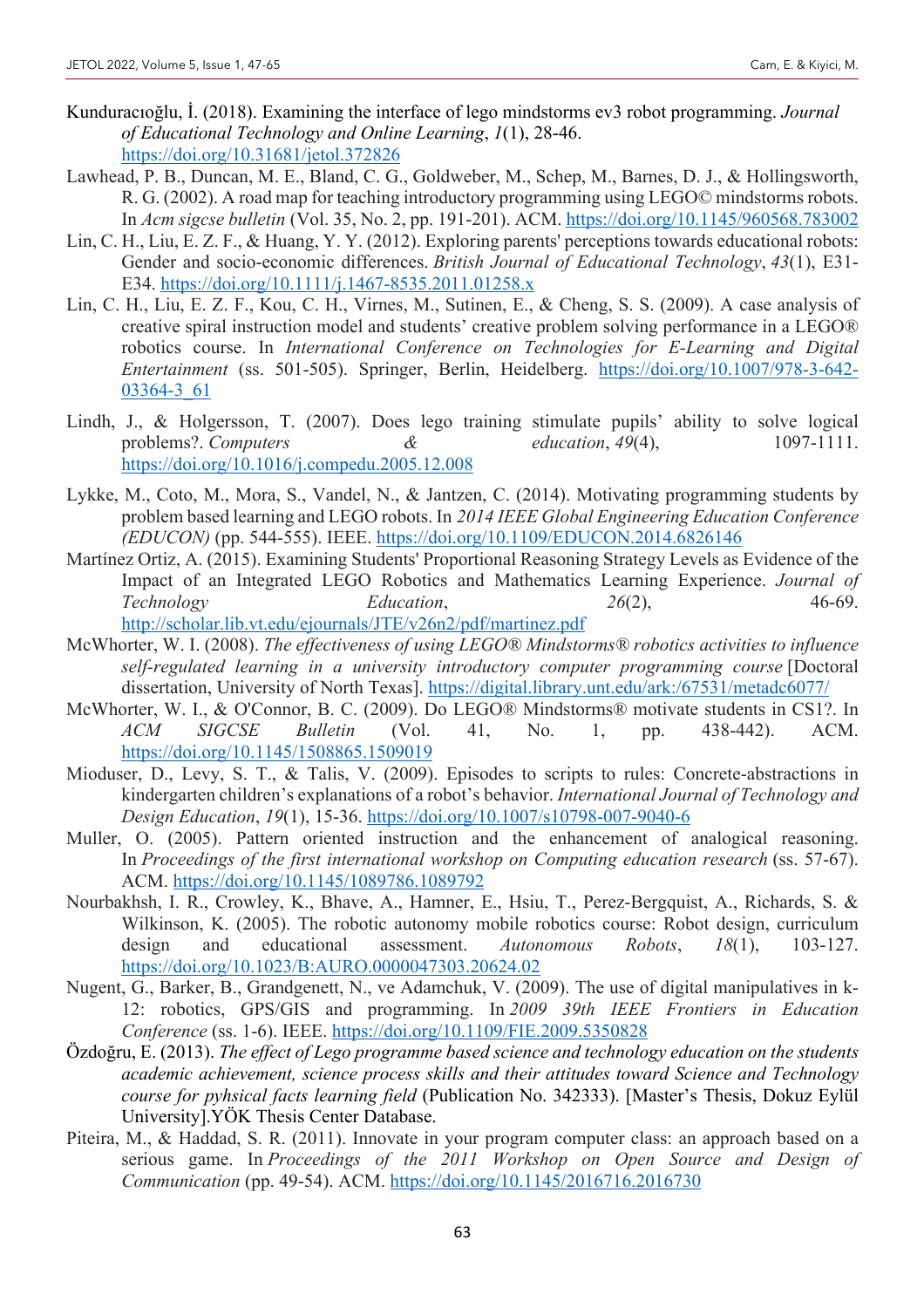Kunduracıoğlu, İ. (2018). Examining the interface of lego mindstorms ev3 robot programming. *Journal of Educational Technology and Online Learning*, *1*(1), 28-46. https://doi.org/10.31681/jetol.372826

Lawhead, P. B., Duncan, M. E., Bland, C. G., Goldweber, M., Schep, M., Barnes, D. J., & Hollingsworth, R. G. (2002). A road map for teaching introductory programming using LEGO© mindstorms robots. In *Acm sigcse bulletin* (Vol. 35, No. 2, pp. 191-201). ACM. https://doi.org/10.1145/960568.783002

Lin, C. H., Liu, E. Z. F., & Huang, Y. Y. (2012). Exploring parents' perceptions towards educational robots: Gender and socio‐economic differences. *British Journal of Educational Technology*, *43*(1), E31-E34. https://doi.org/10.1111/j.1467-8535.2011.01258.x

Lin, C. H., Liu, E. Z. F., Kou, C. H., Virnes, M., Sutinen, E., & Cheng, S. S. (2009). A case analysis of creative spiral instruction model and students' creative problem solving performance in a LEGO® robotics course. In *International Conference on Technologies for E-Learning and Digital Entertainment* (ss. 501-505). Springer, Berlin, Heidelberg. https://doi.org/10.1007/978-3-642-03364-3_61

Lindh, J., & Holgersson, T. (2007). Does lego training stimulate pupils' ability to solve logical problems?. *Computers & education*, *49*(4), 1097-1111. https://doi.org/10.1016/j.compedu.2005.12.008

Lykke, M., Coto, M., Mora, S., Vandel, N., & Jantzen, C. (2014). Motivating programming students by problem based learning and LEGO robots. In *2014 IEEE Global Engineering Education Conference (EDUCON)* (pp. 544-555). IEEE. https://doi.org/10.1109/EDUCON.2014.6826146

Martínez Ortiz, A. (2015). Examining Students' Proportional Reasoning Strategy Levels as Evidence of the Impact of an Integrated LEGO Robotics and Mathematics Learning Experience. *Journal of Technology Education*, *26*(2), 46-69. http://scholar.lib.vt.edu/ejournals/JTE/v26n2/pdf/martinez.pdf

McWhorter, W. I. (2008). *The effectiveness of using LEGO® Mindstorms® robotics activities to influence self-regulated learning in a university introductory computer programming course* [Doctoral dissertation, University of North Texas]. https://digital.library.unt.edu/ark:/67531/metadc6077/

McWhorter, W. I., & O'Connor, B. C. (2009). Do LEGO® Mindstorms® motivate students in CS1?. In *ACM SIGCSE Bulletin* (Vol. 41, No. 1, pp. 438-442). ACM. https://doi.org/10.1145/1508865.1509019

Mioduser, D., Levy, S. T., & Talis, V. (2009). Episodes to scripts to rules: Concrete-abstractions in kindergarten children's explanations of a robot's behavior. *International Journal of Technology and Design Education*, *19*(1), 15-36. https://doi.org/10.1007/s10798-007-9040-6

Muller, O. (2005). Pattern oriented instruction and the enhancement of analogical reasoning. In *Proceedings of the first international workshop on Computing education research* (ss. 57-67). ACM. https://doi.org/10.1145/1089786.1089792

Nourbakhsh, I. R., Crowley, K., Bhave, A., Hamner, E., Hsiu, T., Perez-Bergquist, A., Richards, S. & Wilkinson, K. (2005). The robotic autonomy mobile robotics course: Robot design, curriculum design and educational assessment. *Autonomous Robots*, *18*(1), 103-127. https://doi.org/10.1023/B:AURO.0000047303.20624.02

Nugent, G., Barker, B., Grandgenett, N., ve Adamchuk, V. (2009). The use of digital manipulatives in k-12: robotics, GPS/GIS and programming. In *2009 39th IEEE Frontiers in Education Conference* (ss. 1-6). IEEE. https://doi.org/10.1109/FIE.2009.5350828

Özdoğru, E. (2013). *The effect of Lego programme based science and technology education on the students academic achievement, science process skills and their attitudes toward Science and Technology course for pyhsical facts learning field* (Publication No. 342333). [Master's Thesis, Dokuz Eylül University].YÖK Thesis Center Database.

Piteira, M., & Haddad, S. R. (2011). Innovate in your program computer class: an approach based on a serious game. In *Proceedings of the 2011 Workshop on Open Source and Design of Communication* (pp. 49-54). ACM. https://doi.org/10.1145/2016716.2016730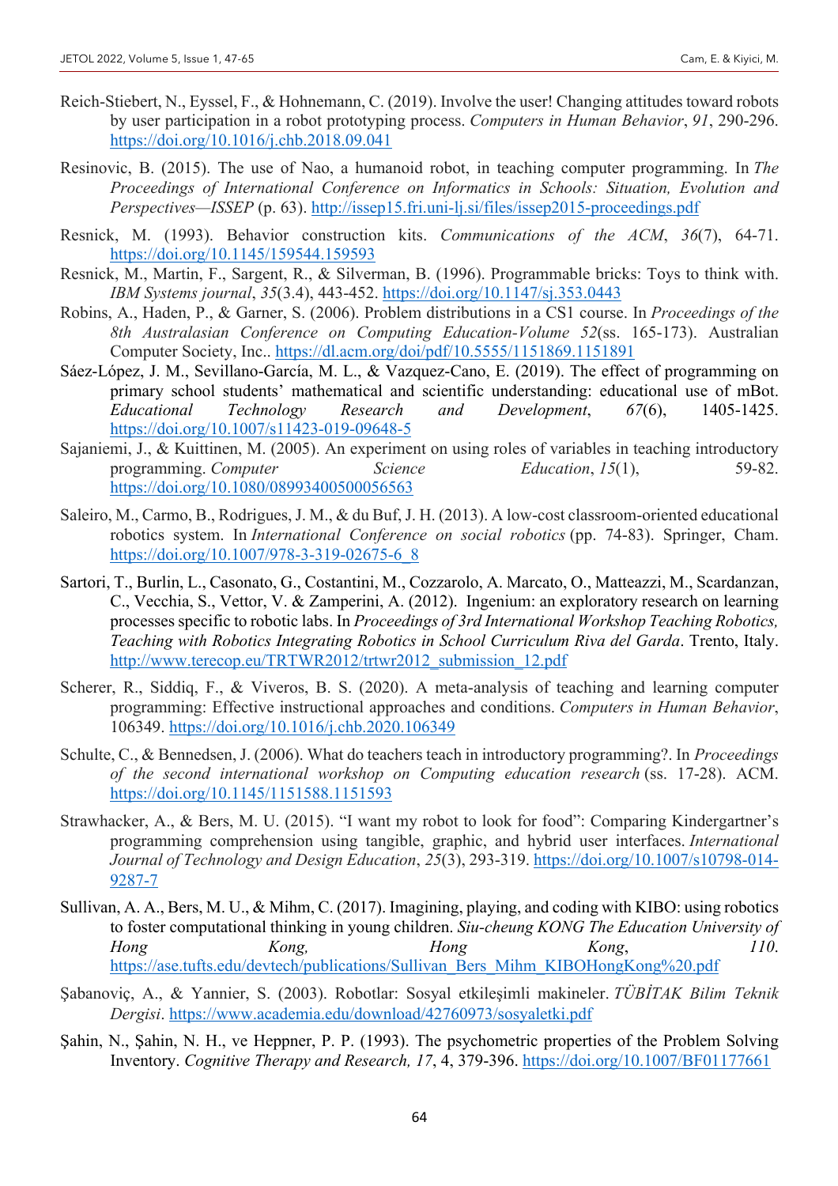Reich-Stiebert, N., Eyssel, F., & Hohnemann, C. (2019). Involve the user! Changing attitudes toward robots by user participation in a robot prototyping process. *Computers in Human Behavior*, *91*, 290-296. https://doi.org/10.1016/j.chb.2018.09.041

Resinovic, B. (2015). The use of Nao, a humanoid robot, in teaching computer programming. In *The Proceedings of International Conference on Informatics in Schools: Situation, Evolution and Perspectives—ISSEP* (p. 63). http://issep15.fri.uni-lj.si/files/issep2015-proceedings.pdf

Resnick, M. (1993). Behavior construction kits. *Communications of the ACM*, *36*(7), 64-71. https://doi.org/10.1145/159544.159593

Resnick, M., Martin, F., Sargent, R., & Silverman, B. (1996). Programmable bricks: Toys to think with. *IBM Systems journal*, *35*(3.4), 443-452. https://doi.org/10.1147/sj.353.0443

Robins, A., Haden, P., & Garner, S. (2006). Problem distributions in a CS1 course. In *Proceedings of the 8th Australasian Conference on Computing Education-Volume 52*(ss. 165-173). Australian Computer Society, Inc.. https://dl.acm.org/doi/pdf/10.5555/1151869.1151891

Sáez-López, J. M., Sevillano-García, M. L., & Vazquez-Cano, E. (2019). The effect of programming on primary school students' mathematical and scientific understanding: educational use of mBot. *Educational Technology Research and Development*, *67*(6), 1405-1425. https://doi.org/10.1007/s11423-019-09648-5

Sajaniemi, J., & Kuittinen, M. (2005). An experiment on using roles of variables in teaching introductory programming. *Computer Science Education*, *15*(1), 59-82. https://doi.org/10.1080/08993400500056563

Saleiro, M., Carmo, B., Rodrigues, J. M., & du Buf, J. H. (2013). A low-cost classroom-oriented educational robotics system. In *International Conference on social robotics* (pp. 74-83). Springer, Cham. https://doi.org/10.1007/978-3-319-02675-6_8

Sartori, T., Burlin, L., Casonato, G., Costantini, M., Cozzarolo, A. Marcato, O., Matteazzi, M., Scardanzan, C., Vecchia, S., Vettor, V. & Zamperini, A. (2012). Ingenium: an exploratory research on learning processes specific to robotic labs. In *Proceedings of 3rd International Workshop Teaching Robotics, Teaching with Robotics Integrating Robotics in School Curriculum Riva del Garda*. Trento, Italy. http://www.terecop.eu/TRTWR2012/trtwr2012_submission_12.pdf

Scherer, R., Siddiq, F., & Viveros, B. S. (2020). A meta-analysis of teaching and learning computer programming: Effective instructional approaches and conditions. *Computers in Human Behavior*, 106349. https://doi.org/10.1016/j.chb.2020.106349

Schulte, C., & Bennedsen, J. (2006). What do teachers teach in introductory programming?. In *Proceedings of the second international workshop on Computing education research* (ss. 17-28). ACM. https://doi.org/10.1145/1151588.1151593

Strawhacker, A., & Bers, M. U. (2015). "I want my robot to look for food": Comparing Kindergartner's programming comprehension using tangible, graphic, and hybrid user interfaces. *International Journal of Technology and Design Education*, *25*(3), 293-319. https://doi.org/10.1007/s10798-014-9287-7

Sullivan, A. A., Bers, M. U., & Mihm, C. (2017). Imagining, playing, and coding with KIBO: using robotics to foster computational thinking in young children. *Siu-cheung KONG The Education University of Hong Kong, Hong Kong*, *110*. https://ase.tufts.edu/devtech/publications/Sullivan_Bers_Mihm_KIBOHongKong%20.pdf

Şabanoviç, A., & Yannier, S. (2003). Robotlar: Sosyal etkileşimli makineler. *TÜBİTAK Bilim Teknik Dergisi*. https://www.academia.edu/download/42760973/sosyaletki.pdf

Şahin, N., Şahin, N. H., ve Heppner, P. P. (1993). The psychometric properties of the Problem Solving Inventory. *Cognitive Therapy and Research, 17*, 4, 379-396. https://doi.org/10.1007/BF01177661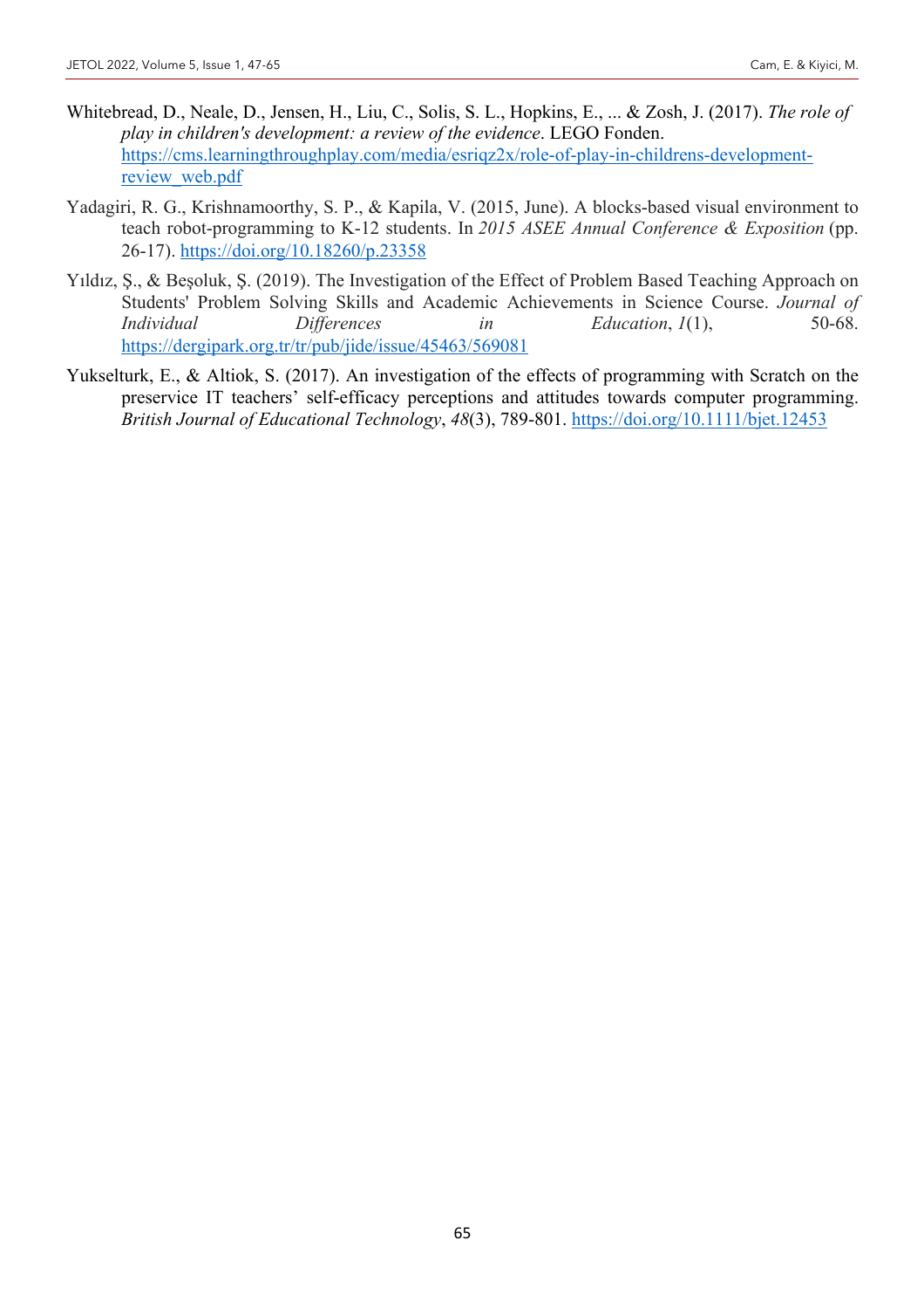Whitebread, D., Neale, D., Jensen, H., Liu, C., Solis, S. L., Hopkins, E., ... & Zosh, J. (2017). *The role of play in children's development: a review of the evidence*. LEGO Fonden. https://cms.learningthroughplay.com/media/esriqz2x/role-of-play-in-childrens-development-review_web.pdf

Yadagiri, R. G., Krishnamoorthy, S. P., & Kapila, V. (2015, June). A blocks-based visual environment to teach robot-programming to K-12 students. In *2015 ASEE Annual Conference & Exposition* (pp. 26-17). https://doi.org/10.18260/p.23358

Yıldız, Ş., & Beşoluk, Ş. (2019). The Investigation of the Effect of Problem Based Teaching Approach on Students' Problem Solving Skills and Academic Achievements in Science Course. *Journal of Individual Differences in Education*, *1*(1), 50-68. https://dergipark.org.tr/tr/pub/jide/issue/45463/569081

Yukselturk, E., & Altiok, S. (2017). An investigation of the effects of programming with Scratch on the preservice IT teachers' self-efficacy perceptions and attitudes towards computer programming. *British Journal of Educational Technology*, *48*(3), 789-801. https://doi.org/10.1111/bjet.12453